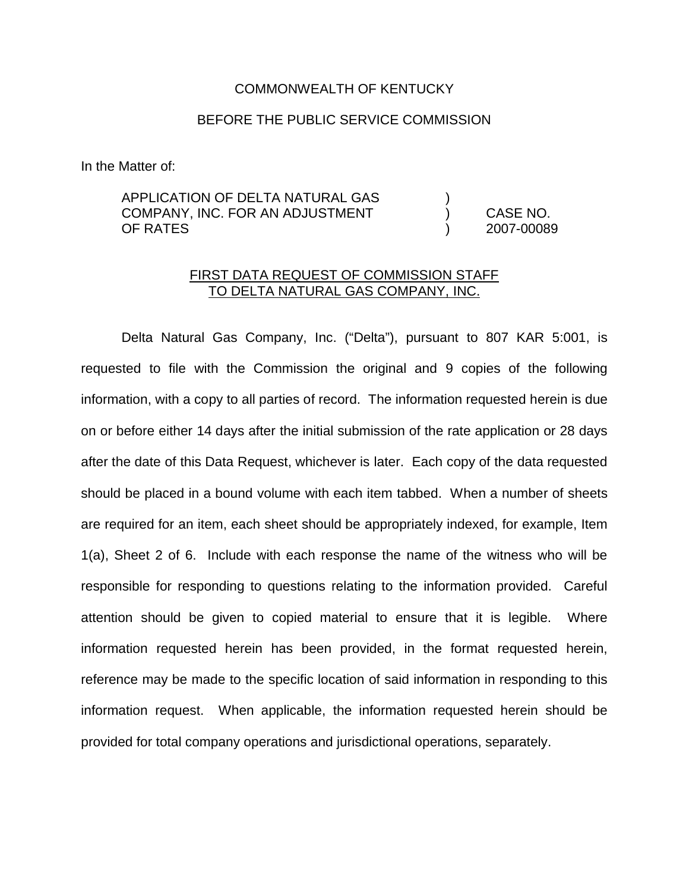COMMONWEALTH OF KENTUCKY

BEFORE THE PUBLIC SERVICE COMMISSION

In the Matter of:

| | | |
|---|---|---|
| APPLICATION OF DELTA NATURAL GAS COMPANY, INC. FOR AN ADJUSTMENT OF RATES | ) ) ) | CASE NO. 2007-00089 |

FIRST DATA REQUEST OF COMMISSION STAFF TO DELTA NATURAL GAS COMPANY, INC.

Delta Natural Gas Company, Inc. ("Delta"), pursuant to 807 KAR 5:001, is requested to file with the Commission the original and 9 copies of the following information, with a copy to all parties of record. The information requested herein is due on or before either 14 days after the initial submission of the rate application or 28 days after the date of this Data Request, whichever is later. Each copy of the data requested should be placed in a bound volume with each item tabbed. When a number of sheets are required for an item, each sheet should be appropriately indexed, for example, Item 1(a), Sheet 2 of 6. Include with each response the name of the witness who will be responsible for responding to questions relating to the information provided. Careful attention should be given to copied material to ensure that it is legible. Where information requested herein has been provided, in the format requested herein, reference may be made to the specific location of said information in responding to this information request. When applicable, the information requested herein should be provided for total company operations and jurisdictional operations, separately.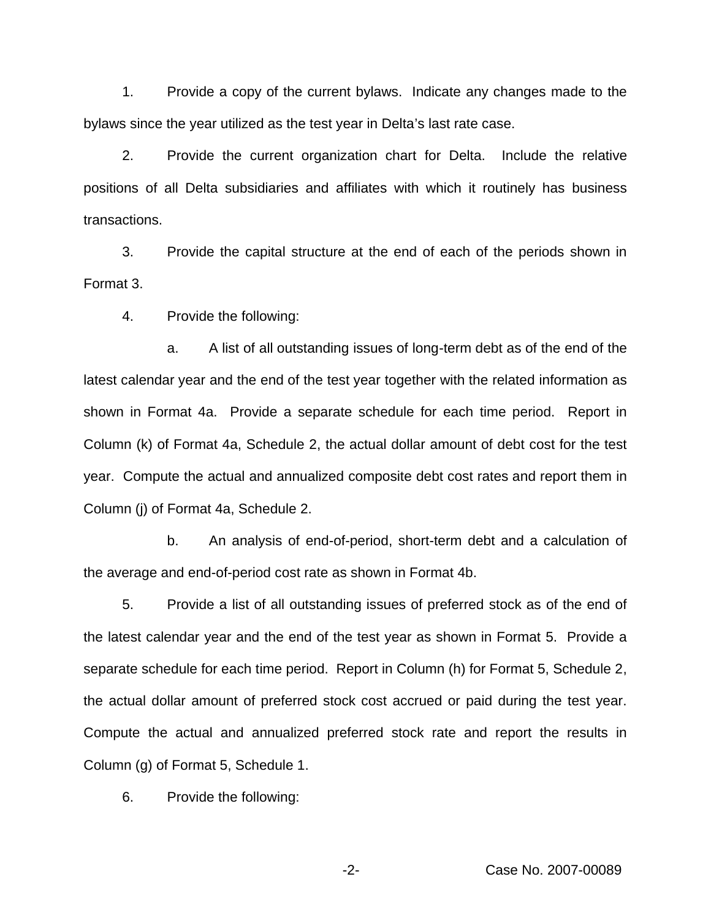1. Provide a copy of the current bylaws. Indicate any changes made to the bylaws since the year utilized as the test year in Delta's last rate case.

2. Provide the current organization chart for Delta. Include the relative positions of all Delta subsidiaries and affiliates with which it routinely has business transactions.

3. Provide the capital structure at the end of each of the periods shown in Format 3.

4. Provide the following:

   a. A list of all outstanding issues of long-term debt as of the end of the latest calendar year and the end of the test year together with the related information as shown in Format 4a. Provide a separate schedule for each time period. Report in Column (k) of Format 4a, Schedule 2, the actual dollar amount of debt cost for the test year. Compute the actual and annualized composite debt cost rates and report them in Column (j) of Format 4a, Schedule 2.

   b. An analysis of end-of-period, short-term debt and a calculation of the average and end-of-period cost rate as shown in Format 4b.

5. Provide a list of all outstanding issues of preferred stock as of the end of the latest calendar year and the end of the test year as shown in Format 5. Provide a separate schedule for each time period. Report in Column (h) for Format 5, Schedule 2, the actual dollar amount of preferred stock cost accrued or paid during the test year. Compute the actual and annualized preferred stock rate and report the results in Column (g) of Format 5, Schedule 1.

6. Provide the following: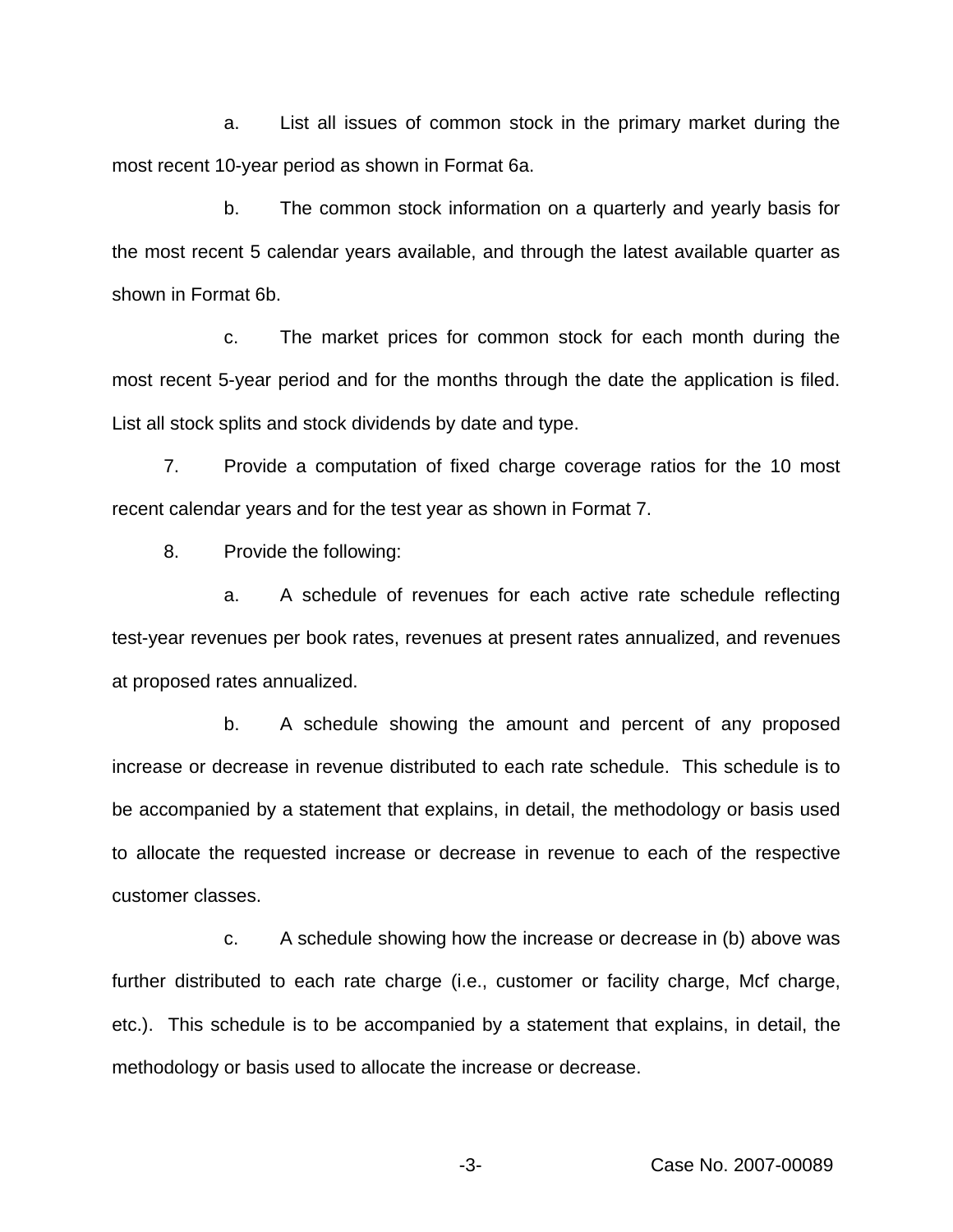a. List all issues of common stock in the primary market during the most recent 10-year period as shown in Format 6a.

b. The common stock information on a quarterly and yearly basis for the most recent 5 calendar years available, and through the latest available quarter as shown in Format 6b.

c. The market prices for common stock for each month during the most recent 5-year period and for the months through the date the application is filed. List all stock splits and stock dividends by date and type.

7. Provide a computation of fixed charge coverage ratios for the 10 most recent calendar years and for the test year as shown in Format 7.

8. Provide the following:

a. A schedule of revenues for each active rate schedule reflecting test-year revenues per book rates, revenues at present rates annualized, and revenues at proposed rates annualized.

b. A schedule showing the amount and percent of any proposed increase or decrease in revenue distributed to each rate schedule. This schedule is to be accompanied by a statement that explains, in detail, the methodology or basis used to allocate the requested increase or decrease in revenue to each of the respective customer classes.

c. A schedule showing how the increase or decrease in (b) above was further distributed to each rate charge (i.e., customer or facility charge, Mcf charge, etc.). This schedule is to be accompanied by a statement that explains, in detail, the methodology or basis used to allocate the increase or decrease.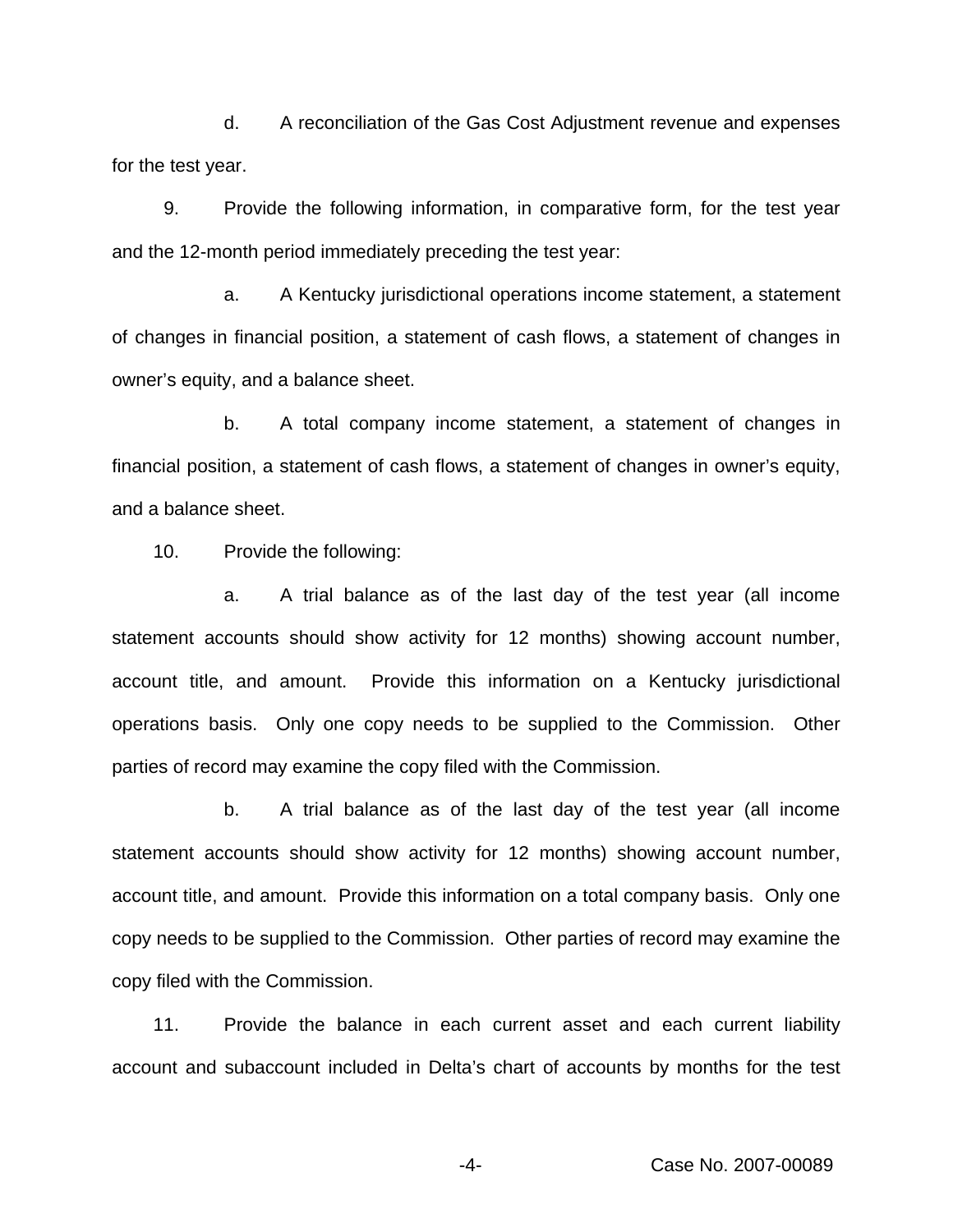d. A reconciliation of the Gas Cost Adjustment revenue and expenses for the test year.

9. Provide the following information, in comparative form, for the test year and the 12-month period immediately preceding the test year:

a. A Kentucky jurisdictional operations income statement, a statement of changes in financial position, a statement of cash flows, a statement of changes in owner's equity, and a balance sheet.

b. A total company income statement, a statement of changes in financial position, a statement of cash flows, a statement of changes in owner's equity, and a balance sheet.

10. Provide the following:

a. A trial balance as of the last day of the test year (all income statement accounts should show activity for 12 months) showing account number, account title, and amount. Provide this information on a Kentucky jurisdictional operations basis. Only one copy needs to be supplied to the Commission. Other parties of record may examine the copy filed with the Commission.

b. A trial balance as of the last day of the test year (all income statement accounts should show activity for 12 months) showing account number, account title, and amount. Provide this information on a total company basis. Only one copy needs to be supplied to the Commission. Other parties of record may examine the copy filed with the Commission.

11. Provide the balance in each current asset and each current liability account and subaccount included in Delta's chart of accounts by months for the test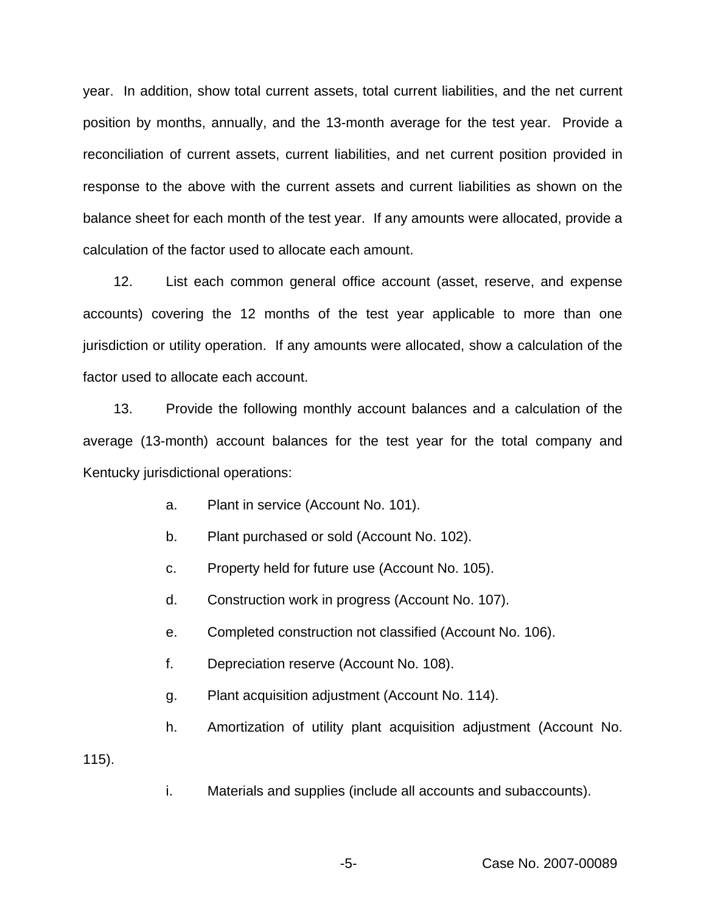year. In addition, show total current assets, total current liabilities, and the net current position by months, annually, and the 13-month average for the test year. Provide a reconciliation of current assets, current liabilities, and net current position provided in response to the above with the current assets and current liabilities as shown on the balance sheet for each month of the test year. If any amounts were allocated, provide a calculation of the factor used to allocate each amount.

12. List each common general office account (asset, reserve, and expense accounts) covering the 12 months of the test year applicable to more than one jurisdiction or utility operation. If any amounts were allocated, show a calculation of the factor used to allocate each account.

13. Provide the following monthly account balances and a calculation of the average (13-month) account balances for the test year for the total company and Kentucky jurisdictional operations:

a. Plant in service (Account No. 101).

b. Plant purchased or sold (Account No. 102).

c. Property held for future use (Account No. 105).

d. Construction work in progress (Account No. 107).

e. Completed construction not classified (Account No. 106).

f. Depreciation reserve (Account No. 108).

g. Plant acquisition adjustment (Account No. 114).

h. Amortization of utility plant acquisition adjustment (Account No. 115).

i. Materials and supplies (include all accounts and subaccounts).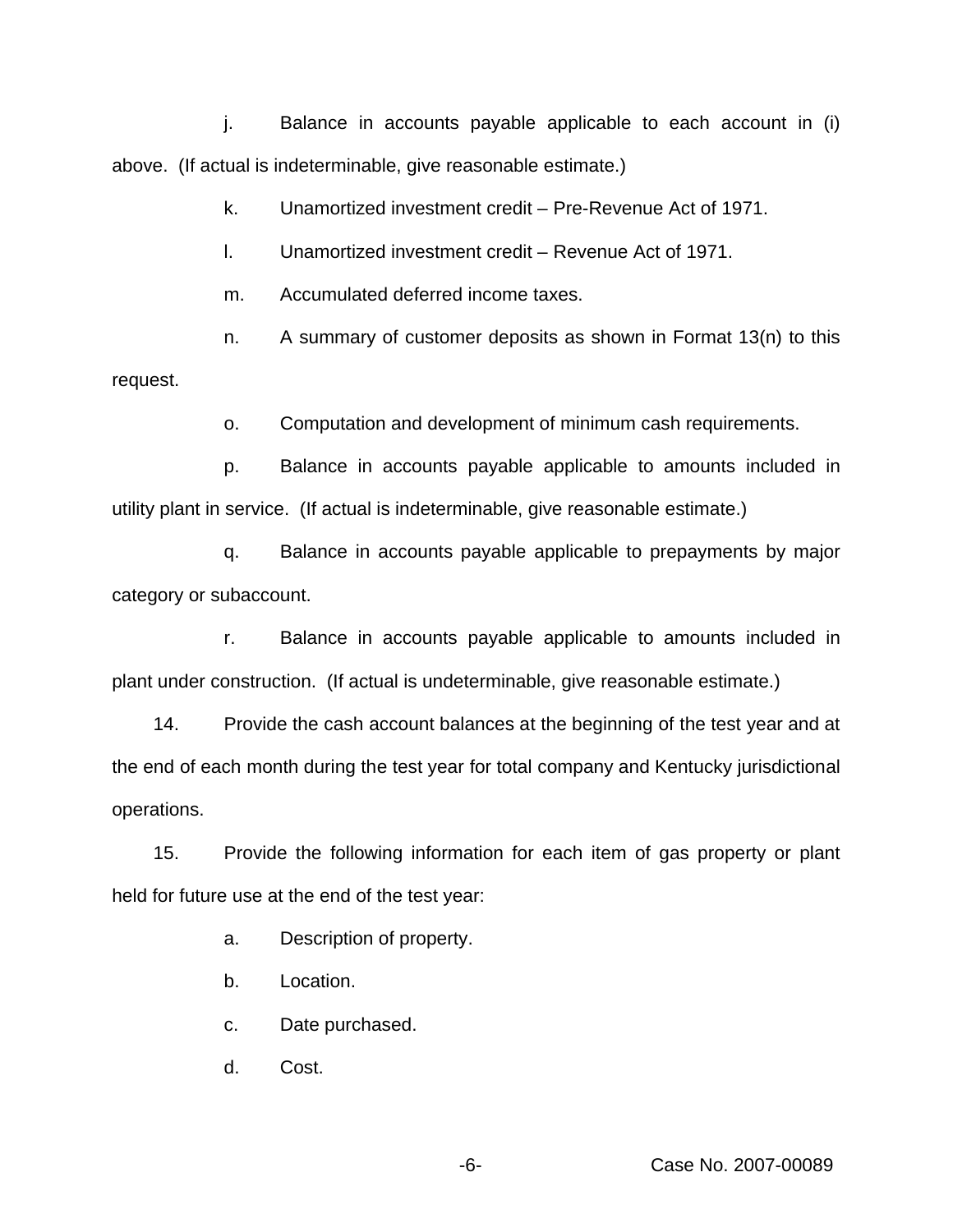j. Balance in accounts payable applicable to each account in (i) above. (If actual is indeterminable, give reasonable estimate.)

k. Unamortized investment credit – Pre-Revenue Act of 1971.

l. Unamortized investment credit – Revenue Act of 1971.

m. Accumulated deferred income taxes.

n. A summary of customer deposits as shown in Format 13(n) to this request.

o. Computation and development of minimum cash requirements.

p. Balance in accounts payable applicable to amounts included in utility plant in service. (If actual is indeterminable, give reasonable estimate.)

q. Balance in accounts payable applicable to prepayments by major category or subaccount.

r. Balance in accounts payable applicable to amounts included in plant under construction. (If actual is undeterminable, give reasonable estimate.)

14. Provide the cash account balances at the beginning of the test year and at the end of each month during the test year for total company and Kentucky jurisdictional operations.

15. Provide the following information for each item of gas property or plant held for future use at the end of the test year:

a. Description of property.

b. Location.

c. Date purchased.

d. Cost.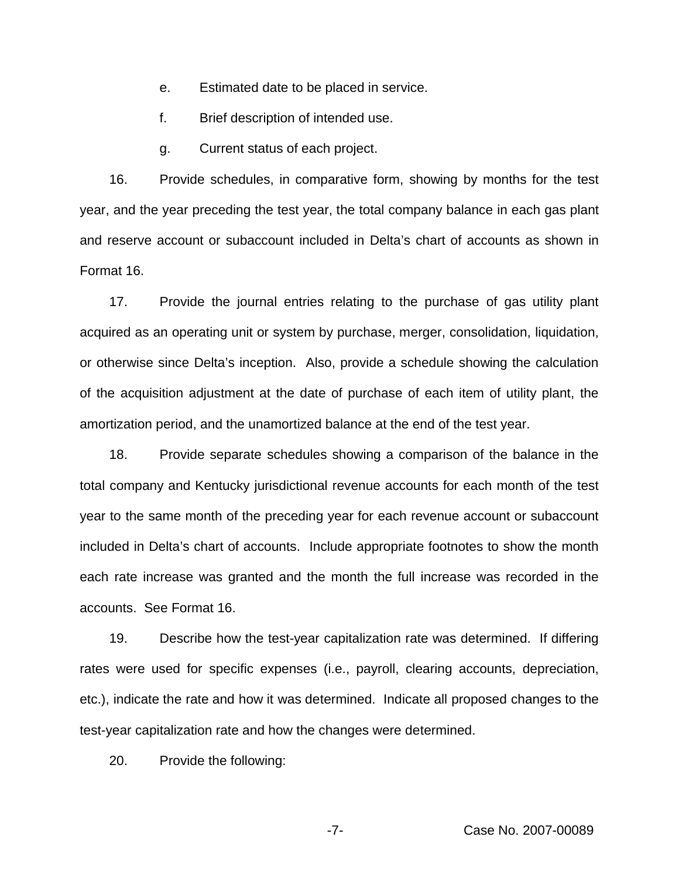e. Estimated date to be placed in service.

f. Brief description of intended use.

g. Current status of each project.

16. Provide schedules, in comparative form, showing by months for the test year, and the year preceding the test year, the total company balance in each gas plant and reserve account or subaccount included in Delta's chart of accounts as shown in Format 16.

17. Provide the journal entries relating to the purchase of gas utility plant acquired as an operating unit or system by purchase, merger, consolidation, liquidation, or otherwise since Delta's inception. Also, provide a schedule showing the calculation of the acquisition adjustment at the date of purchase of each item of utility plant, the amortization period, and the unamortized balance at the end of the test year.

18. Provide separate schedules showing a comparison of the balance in the total company and Kentucky jurisdictional revenue accounts for each month of the test year to the same month of the preceding year for each revenue account or subaccount included in Delta's chart of accounts. Include appropriate footnotes to show the month each rate increase was granted and the month the full increase was recorded in the accounts. See Format 16.

19. Describe how the test-year capitalization rate was determined. If differing rates were used for specific expenses (i.e., payroll, clearing accounts, depreciation, etc.), indicate the rate and how it was determined. Indicate all proposed changes to the test-year capitalization rate and how the changes were determined.

20. Provide the following: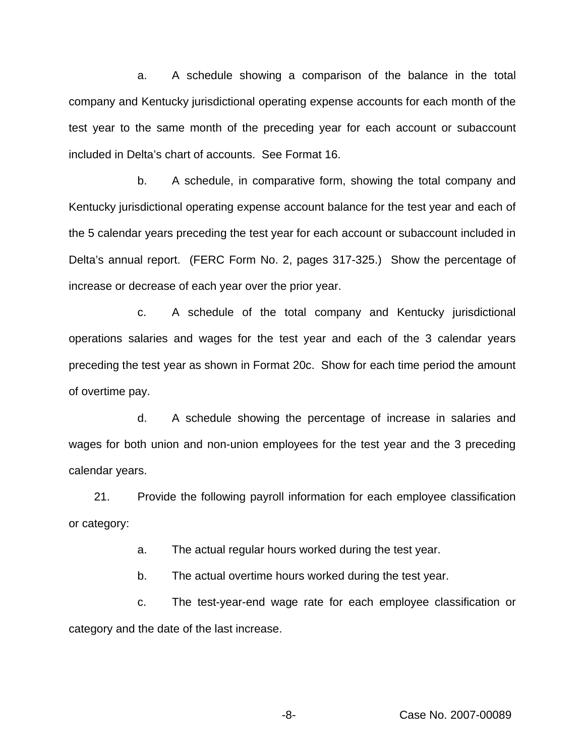a. A schedule showing a comparison of the balance in the total company and Kentucky jurisdictional operating expense accounts for each month of the test year to the same month of the preceding year for each account or subaccount included in Delta's chart of accounts. See Format 16.

b. A schedule, in comparative form, showing the total company and Kentucky jurisdictional operating expense account balance for the test year and each of the 5 calendar years preceding the test year for each account or subaccount included in Delta's annual report. (FERC Form No. 2, pages 317-325.) Show the percentage of increase or decrease of each year over the prior year.

c. A schedule of the total company and Kentucky jurisdictional operations salaries and wages for the test year and each of the 3 calendar years preceding the test year as shown in Format 20c. Show for each time period the amount of overtime pay.

d. A schedule showing the percentage of increase in salaries and wages for both union and non-union employees for the test year and the 3 preceding calendar years.

21. Provide the following payroll information for each employee classification or category:

a. The actual regular hours worked during the test year.

b. The actual overtime hours worked during the test year.

c. The test-year-end wage rate for each employee classification or category and the date of the last increase.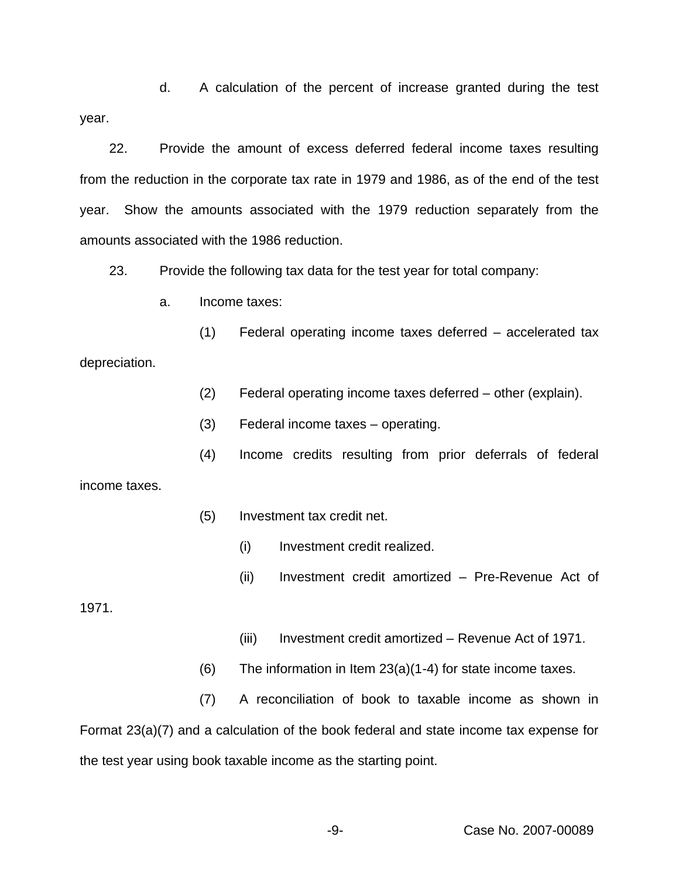d. A calculation of the percent of increase granted during the test year.

22. Provide the amount of excess deferred federal income taxes resulting from the reduction in the corporate tax rate in 1979 and 1986, as of the end of the test year. Show the amounts associated with the 1979 reduction separately from the amounts associated with the 1986 reduction.

23. Provide the following tax data for the test year for total company:

a. Income taxes:

(1) Federal operating income taxes deferred – accelerated tax depreciation.

(2) Federal operating income taxes deferred – other (explain).

(3) Federal income taxes – operating.

(4) Income credits resulting from prior deferrals of federal income taxes.

(5) Investment tax credit net.

(i) Investment credit realized.

(ii) Investment credit amortized – Pre-Revenue Act of 1971.

(iii) Investment credit amortized – Revenue Act of 1971.

(6) The information in Item 23(a)(1-4) for state income taxes.

(7) A reconciliation of book to taxable income as shown in Format 23(a)(7) and a calculation of the book federal and state income tax expense for the test year using book taxable income as the starting point.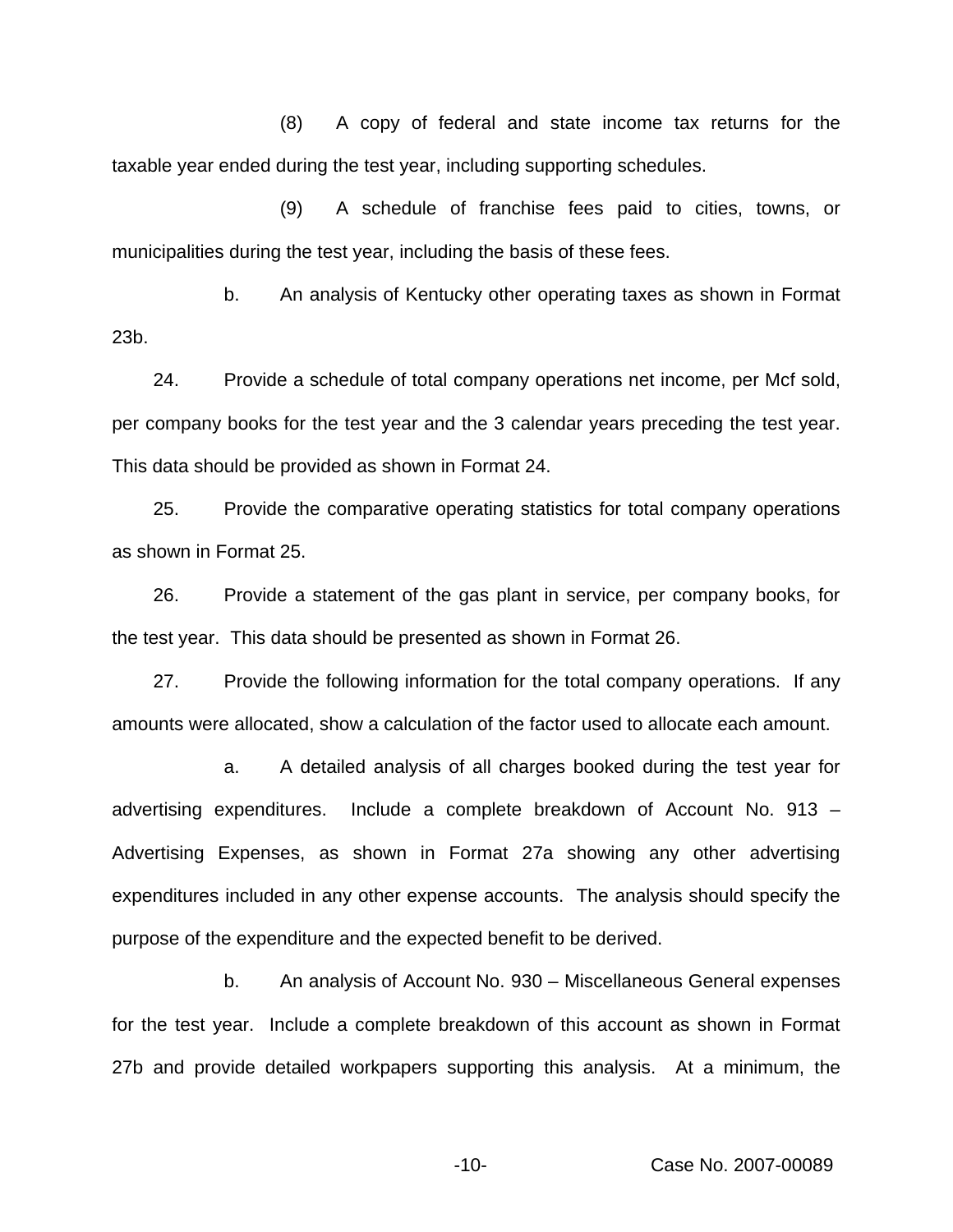(8) A copy of federal and state income tax returns for the taxable year ended during the test year, including supporting schedules.

(9) A schedule of franchise fees paid to cities, towns, or municipalities during the test year, including the basis of these fees.

b. An analysis of Kentucky other operating taxes as shown in Format 23b.

24. Provide a schedule of total company operations net income, per Mcf sold, per company books for the test year and the 3 calendar years preceding the test year. This data should be provided as shown in Format 24.

25. Provide the comparative operating statistics for total company operations as shown in Format 25.

26. Provide a statement of the gas plant in service, per company books, for the test year. This data should be presented as shown in Format 26.

27. Provide the following information for the total company operations. If any amounts were allocated, show a calculation of the factor used to allocate each amount.

a. A detailed analysis of all charges booked during the test year for advertising expenditures. Include a complete breakdown of Account No. 913 – Advertising Expenses, as shown in Format 27a showing any other advertising expenditures included in any other expense accounts. The analysis should specify the purpose of the expenditure and the expected benefit to be derived.

b. An analysis of Account No. 930 – Miscellaneous General expenses for the test year. Include a complete breakdown of this account as shown in Format 27b and provide detailed workpapers supporting this analysis. At a minimum, the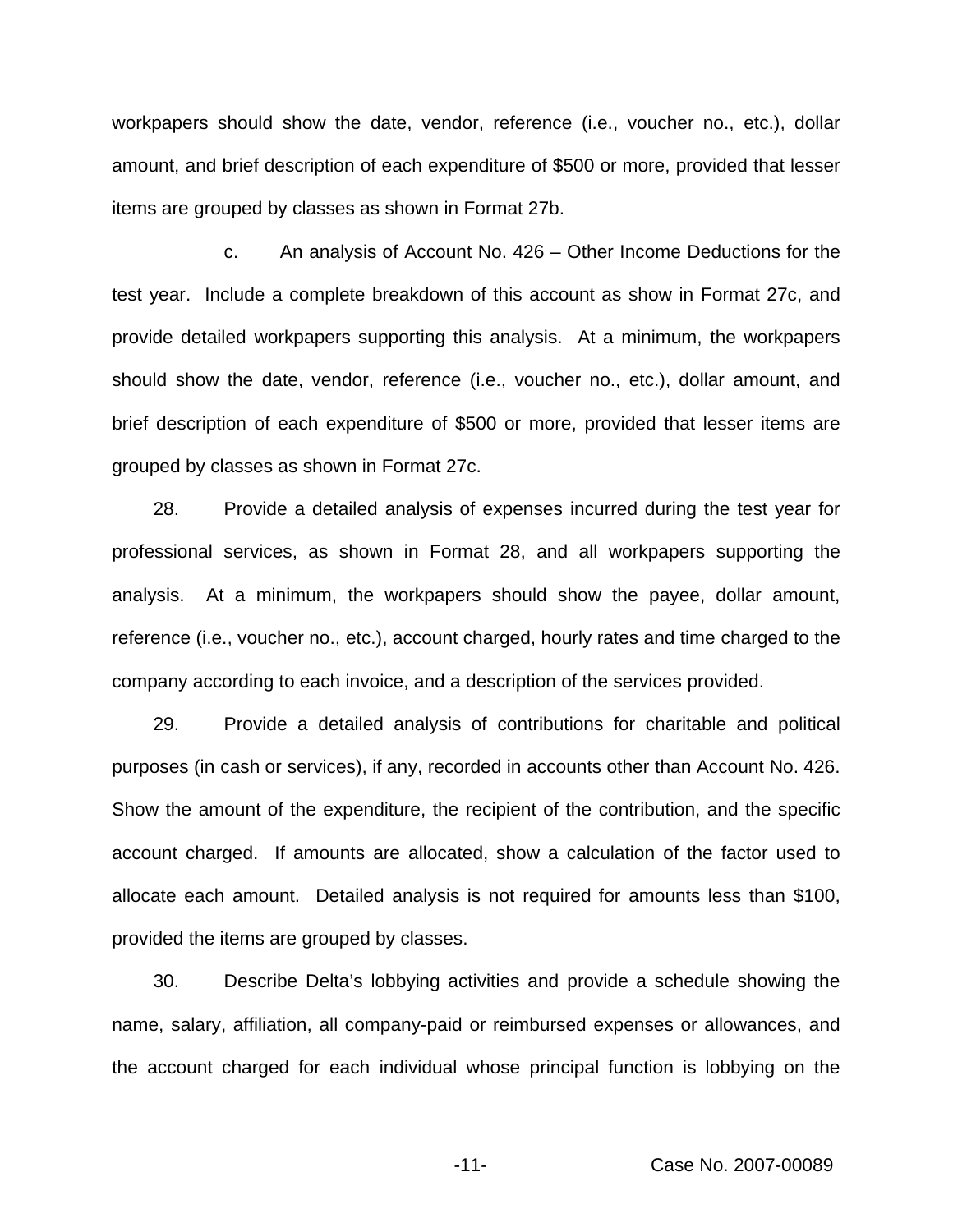workpapers should show the date, vendor, reference (i.e., voucher no., etc.), dollar amount, and brief description of each expenditure of $500 or more, provided that lesser items are grouped by classes as shown in Format 27b.

c. An analysis of Account No. 426 – Other Income Deductions for the test year. Include a complete breakdown of this account as show in Format 27c, and provide detailed workpapers supporting this analysis. At a minimum, the workpapers should show the date, vendor, reference (i.e., voucher no., etc.), dollar amount, and brief description of each expenditure of $500 or more, provided that lesser items are grouped by classes as shown in Format 27c.

28. Provide a detailed analysis of expenses incurred during the test year for professional services, as shown in Format 28, and all workpapers supporting the analysis. At a minimum, the workpapers should show the payee, dollar amount, reference (i.e., voucher no., etc.), account charged, hourly rates and time charged to the company according to each invoice, and a description of the services provided.

29. Provide a detailed analysis of contributions for charitable and political purposes (in cash or services), if any, recorded in accounts other than Account No. 426. Show the amount of the expenditure, the recipient of the contribution, and the specific account charged. If amounts are allocated, show a calculation of the factor used to allocate each amount. Detailed analysis is not required for amounts less than $100, provided the items are grouped by classes.

30. Describe Delta's lobbying activities and provide a schedule showing the name, salary, affiliation, all company-paid or reimbursed expenses or allowances, and the account charged for each individual whose principal function is lobbying on the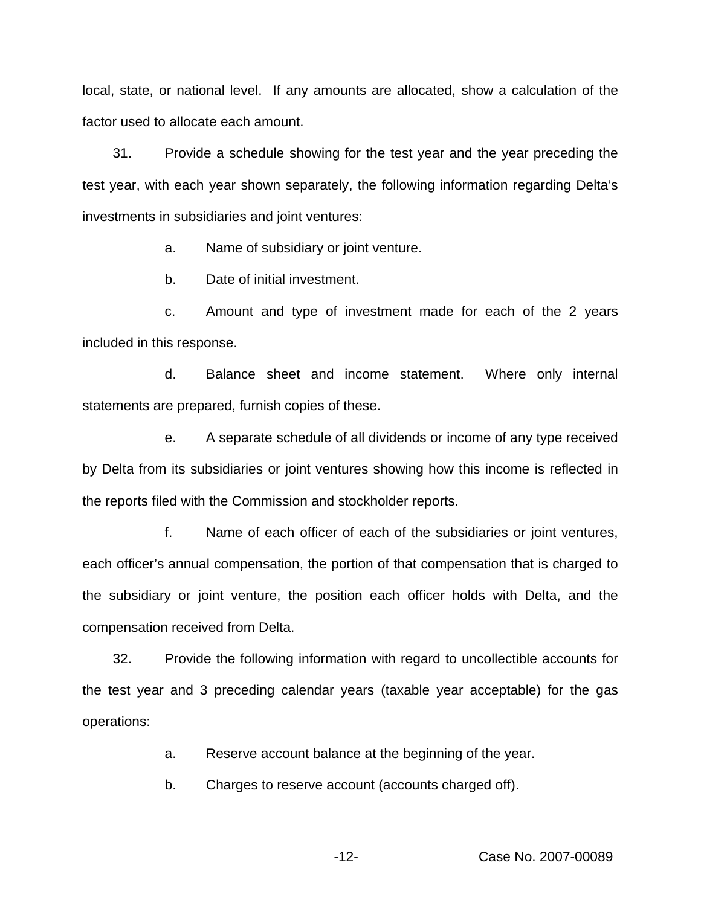local, state, or national level. If any amounts are allocated, show a calculation of the factor used to allocate each amount.

31. Provide a schedule showing for the test year and the year preceding the test year, with each year shown separately, the following information regarding Delta's investments in subsidiaries and joint ventures:

a. Name of subsidiary or joint venture.

b. Date of initial investment.

c. Amount and type of investment made for each of the 2 years included in this response.

d. Balance sheet and income statement. Where only internal statements are prepared, furnish copies of these.

e. A separate schedule of all dividends or income of any type received by Delta from its subsidiaries or joint ventures showing how this income is reflected in the reports filed with the Commission and stockholder reports.

f. Name of each officer of each of the subsidiaries or joint ventures, each officer's annual compensation, the portion of that compensation that is charged to the subsidiary or joint venture, the position each officer holds with Delta, and the compensation received from Delta.

32. Provide the following information with regard to uncollectible accounts for the test year and 3 preceding calendar years (taxable year acceptable) for the gas operations:

a. Reserve account balance at the beginning of the year.

b. Charges to reserve account (accounts charged off).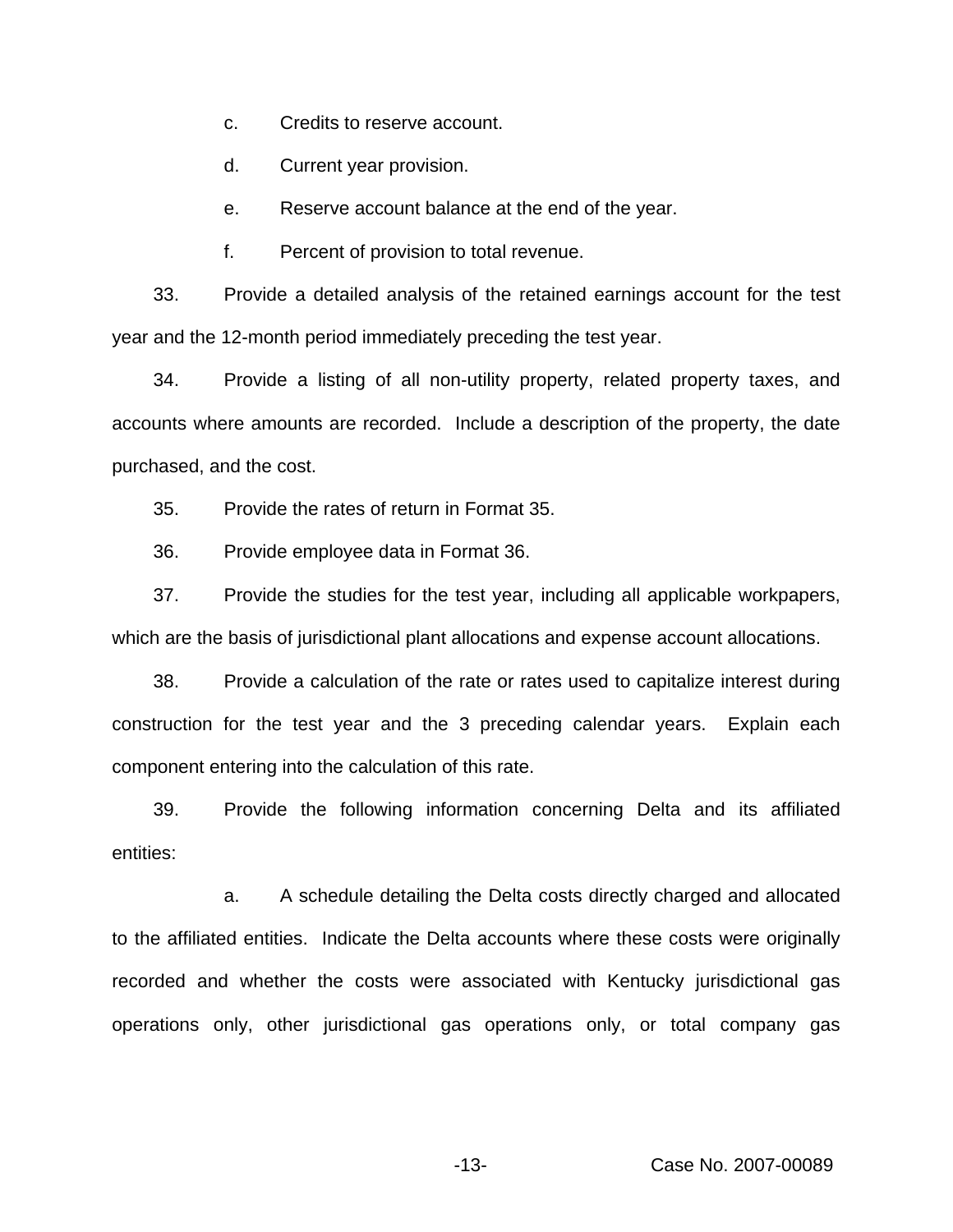c. Credits to reserve account.

d. Current year provision.

e. Reserve account balance at the end of the year.

f. Percent of provision to total revenue.

33. Provide a detailed analysis of the retained earnings account for the test year and the 12-month period immediately preceding the test year.

34. Provide a listing of all non-utility property, related property taxes, and accounts where amounts are recorded. Include a description of the property, the date purchased, and the cost.

35. Provide the rates of return in Format 35.

36. Provide employee data in Format 36.

37. Provide the studies for the test year, including all applicable workpapers, which are the basis of jurisdictional plant allocations and expense account allocations.

38. Provide a calculation of the rate or rates used to capitalize interest during construction for the test year and the 3 preceding calendar years. Explain each component entering into the calculation of this rate.

39. Provide the following information concerning Delta and its affiliated entities:

a. A schedule detailing the Delta costs directly charged and allocated to the affiliated entities. Indicate the Delta accounts where these costs were originally recorded and whether the costs were associated with Kentucky jurisdictional gas operations only, other jurisdictional gas operations only, or total company gas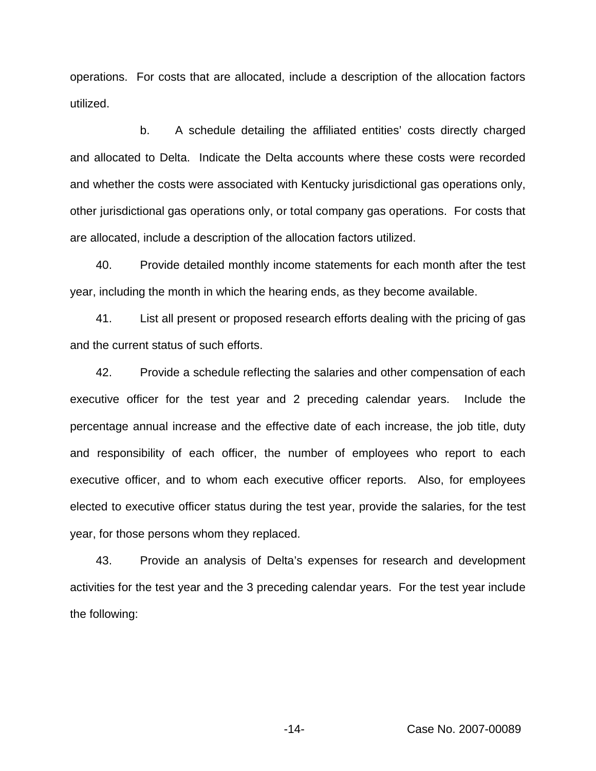operations. For costs that are allocated, include a description of the allocation factors utilized.

b. A schedule detailing the affiliated entities' costs directly charged and allocated to Delta. Indicate the Delta accounts where these costs were recorded and whether the costs were associated with Kentucky jurisdictional gas operations only, other jurisdictional gas operations only, or total company gas operations. For costs that are allocated, include a description of the allocation factors utilized.

40. Provide detailed monthly income statements for each month after the test year, including the month in which the hearing ends, as they become available.

41. List all present or proposed research efforts dealing with the pricing of gas and the current status of such efforts.

42. Provide a schedule reflecting the salaries and other compensation of each executive officer for the test year and 2 preceding calendar years. Include the percentage annual increase and the effective date of each increase, the job title, duty and responsibility of each officer, the number of employees who report to each executive officer, and to whom each executive officer reports. Also, for employees elected to executive officer status during the test year, provide the salaries, for the test year, for those persons whom they replaced.

43. Provide an analysis of Delta's expenses for research and development activities for the test year and the 3 preceding calendar years. For the test year include the following: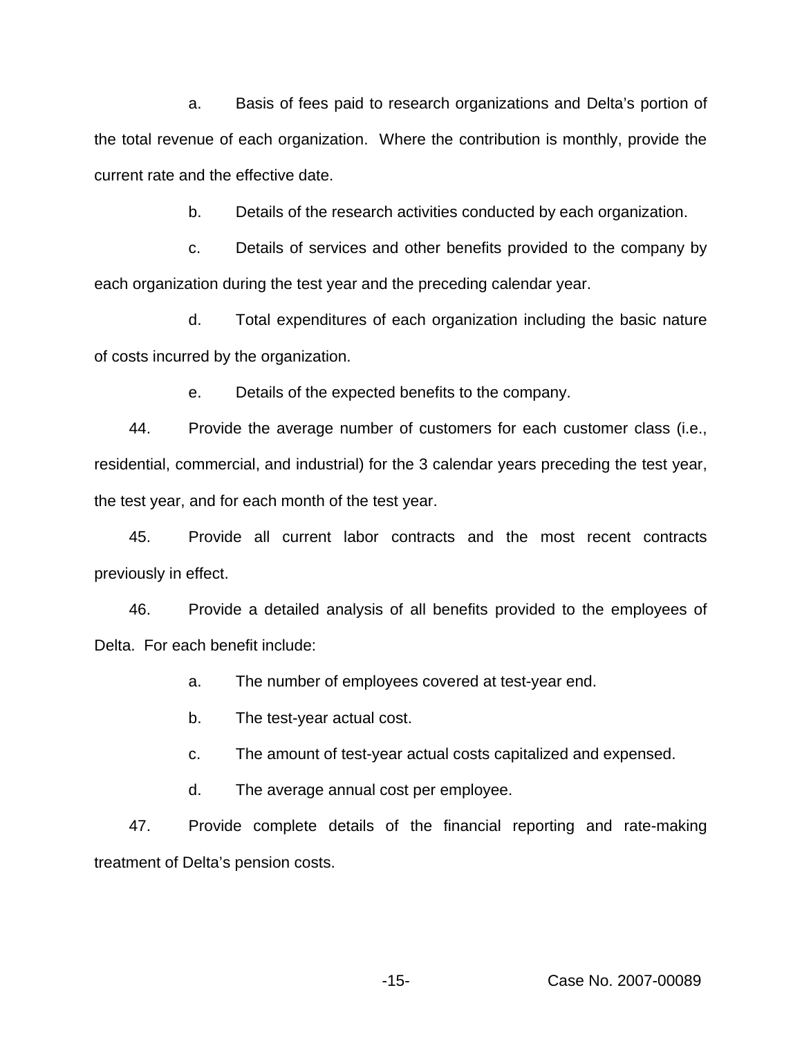a. Basis of fees paid to research organizations and Delta's portion of the total revenue of each organization. Where the contribution is monthly, provide the current rate and the effective date.

b. Details of the research activities conducted by each organization.

c. Details of services and other benefits provided to the company by each organization during the test year and the preceding calendar year.

d. Total expenditures of each organization including the basic nature of costs incurred by the organization.

e. Details of the expected benefits to the company.

44. Provide the average number of customers for each customer class (i.e., residential, commercial, and industrial) for the 3 calendar years preceding the test year, the test year, and for each month of the test year.

45. Provide all current labor contracts and the most recent contracts previously in effect.

46. Provide a detailed analysis of all benefits provided to the employees of Delta. For each benefit include:

a. The number of employees covered at test-year end.

b. The test-year actual cost.

c. The amount of test-year actual costs capitalized and expensed.

d. The average annual cost per employee.

47. Provide complete details of the financial reporting and rate-making treatment of Delta's pension costs.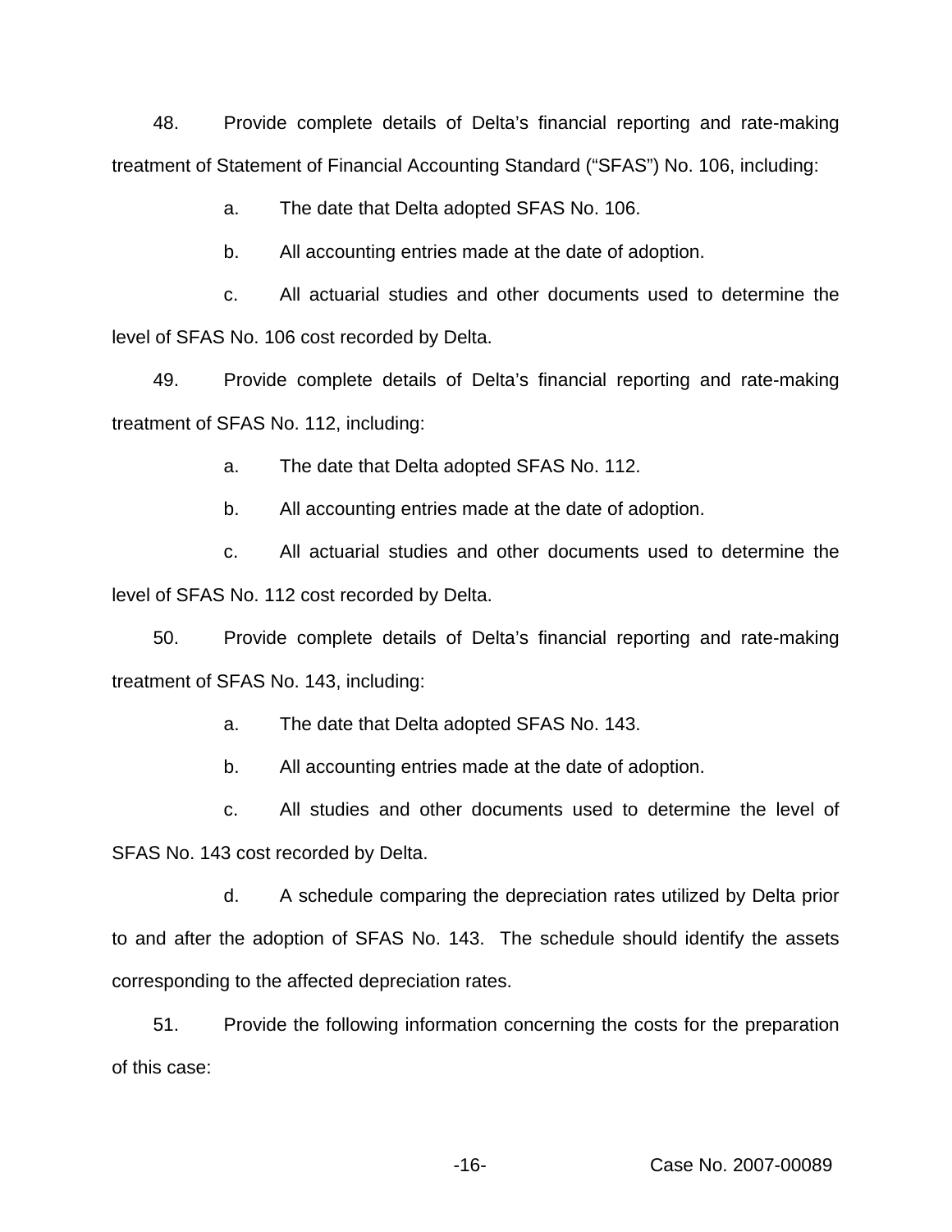48. Provide complete details of Delta's financial reporting and rate-making treatment of Statement of Financial Accounting Standard ("SFAS") No. 106, including:

a. The date that Delta adopted SFAS No. 106.

b. All accounting entries made at the date of adoption.

c. All actuarial studies and other documents used to determine the level of SFAS No. 106 cost recorded by Delta.

49. Provide complete details of Delta's financial reporting and rate-making treatment of SFAS No. 112, including:

a. The date that Delta adopted SFAS No. 112.

b. All accounting entries made at the date of adoption.

c. All actuarial studies and other documents used to determine the level of SFAS No. 112 cost recorded by Delta.

50. Provide complete details of Delta's financial reporting and rate-making treatment of SFAS No. 143, including:

a. The date that Delta adopted SFAS No. 143.

b. All accounting entries made at the date of adoption.

c. All studies and other documents used to determine the level of SFAS No. 143 cost recorded by Delta.

d. A schedule comparing the depreciation rates utilized by Delta prior to and after the adoption of SFAS No. 143. The schedule should identify the assets corresponding to the affected depreciation rates.

51. Provide the following information concerning the costs for the preparation of this case: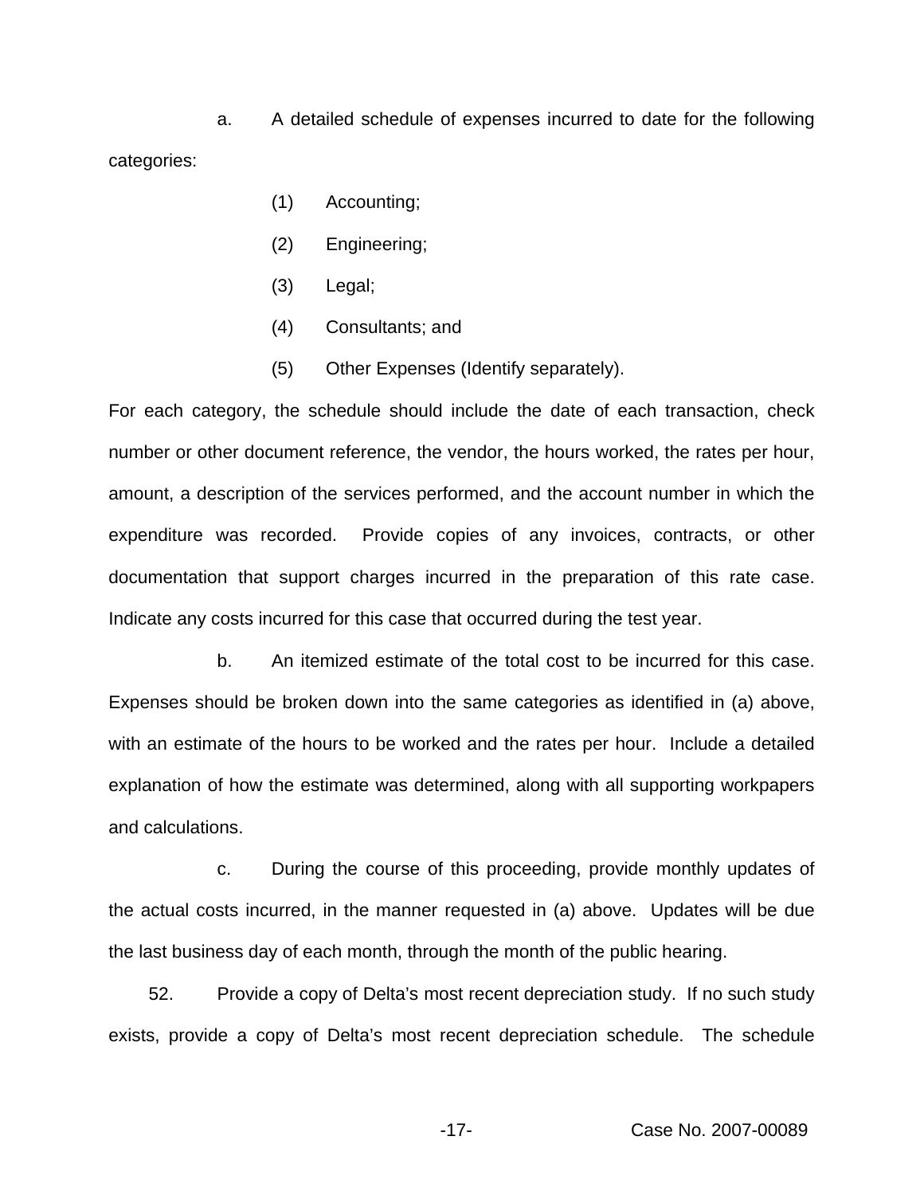a. A detailed schedule of expenses incurred to date for the following categories:

(1) Accounting;

(2) Engineering;

(3) Legal;

(4) Consultants; and

(5) Other Expenses (Identify separately).

For each category, the schedule should include the date of each transaction, check number or other document reference, the vendor, the hours worked, the rates per hour, amount, a description of the services performed, and the account number in which the expenditure was recorded. Provide copies of any invoices, contracts, or other documentation that support charges incurred in the preparation of this rate case. Indicate any costs incurred for this case that occurred during the test year.

b. An itemized estimate of the total cost to be incurred for this case. Expenses should be broken down into the same categories as identified in (a) above, with an estimate of the hours to be worked and the rates per hour. Include a detailed explanation of how the estimate was determined, along with all supporting workpapers and calculations.

c. During the course of this proceeding, provide monthly updates of the actual costs incurred, in the manner requested in (a) above. Updates will be due the last business day of each month, through the month of the public hearing.

52. Provide a copy of Delta's most recent depreciation study. If no such study exists, provide a copy of Delta's most recent depreciation schedule. The schedule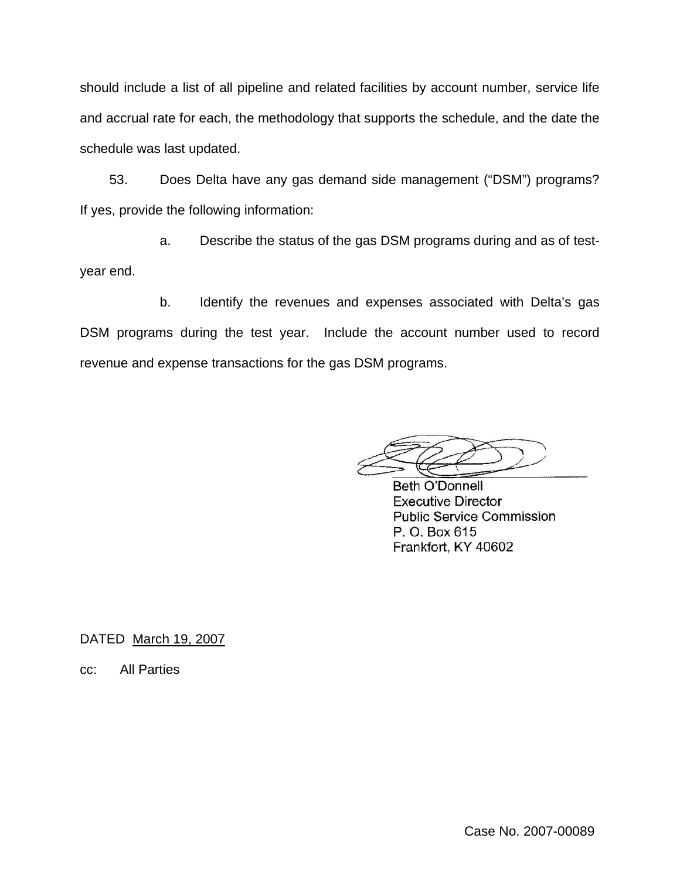should include a list of all pipeline and related facilities by account number, service life and accrual rate for each, the methodology that supports the schedule, and the date the schedule was last updated.

53. Does Delta have any gas demand side management ("DSM") programs? If yes, provide the following information:

a. Describe the status of the gas DSM programs during and as of test-year end.

b. Identify the revenues and expenses associated with Delta's gas DSM programs during the test year. Include the account number used to record revenue and expense transactions for the gas DSM programs.

Beth O'Donnell
Executive Director
Public Service Commission
P. O. Box 615
Frankfort, KY 40602

DATED March 19, 2007

cc: All Parties

Case No. 2007-00089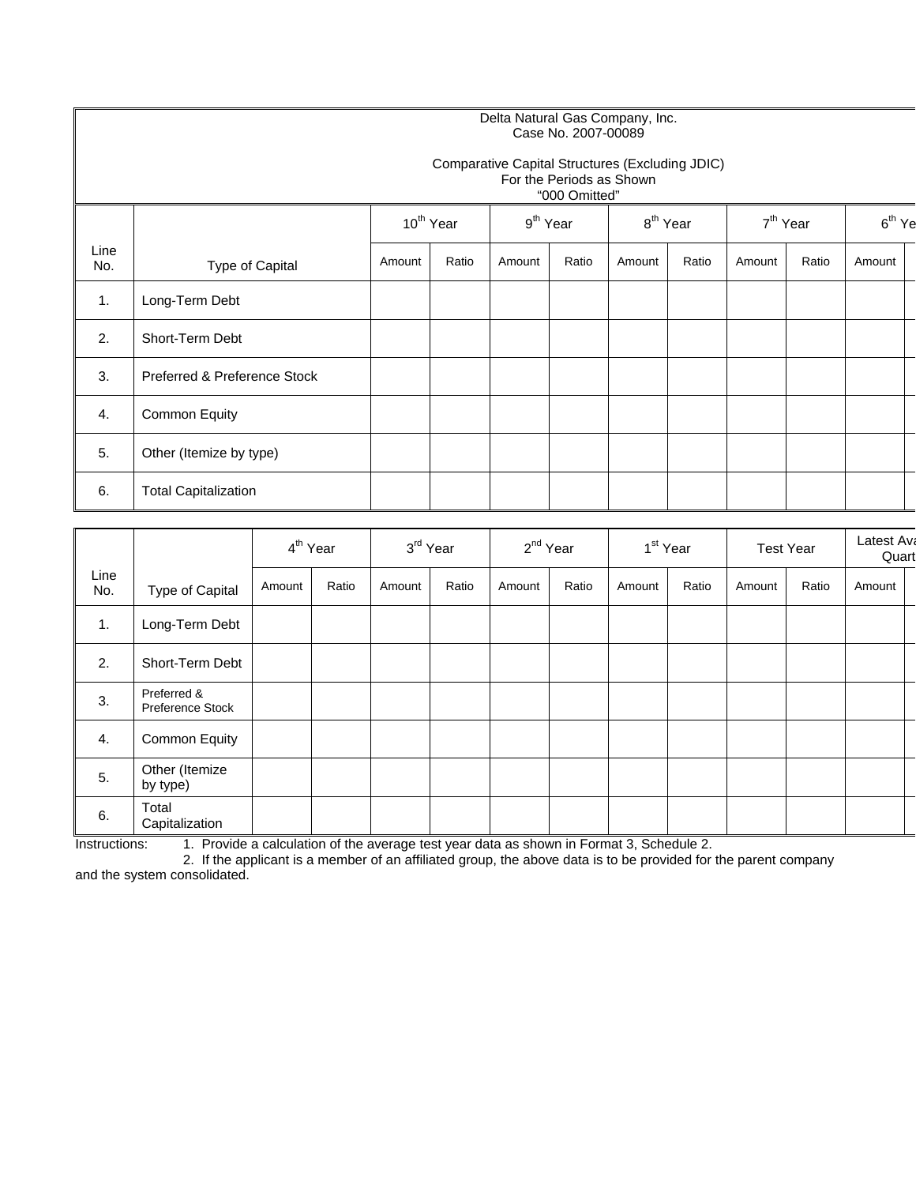Delta Natural Gas Company, Inc.
Case No. 2007-00089

Comparative Capital Structures (Excluding JDIC)
For the Periods as Shown
"000 Omitted"

| Line No. | Type of Capital | 10th Year | | 9th Year | | 8th Year | | 7th Year | | 6th Ye |
|---|---|---|---|---|---|---|---|---|---|---|
| | | Amount | Ratio | Amount | Ratio | Amount | Ratio | Amount | Ratio | Amount |
| 1. | Long-Term Debt | | | | | | | | | |
| 2. | Short-Term Debt | | | | | | | | | |
| 3. | Preferred & Preference Stock | | | | | | | | | |
| 4. | Common Equity | | | | | | | | | |
| 5. | Other (Itemize by type) | | | | | | | | | |
| 6. | Total Capitalization | | | | | | | | | |

| Line No. | Type of Capital | 4th Year | | 3rd Year | | 2nd Year | | 1st Year | | Test Year | | Latest Ava Quart |
|---|---|---|---|---|---|---|---|---|---|---|---|---|
| | | Amount | Ratio | Amount | Ratio | Amount | Ratio | Amount | Ratio | Amount | Ratio | Amount |
| 1. | Long-Term Debt | | | | | | | | | | | |
| 2. | Short-Term Debt | | | | | | | | | | | |
| 3. | Preferred & Preference Stock | | | | | | | | | | | |
| 4. | Common Equity | | | | | | | | | | | |
| 5. | Other (Itemize by type) | | | | | | | | | | | |
| 6. | Total Capitalization | | | | | | | | | | | |

Instructions:
1. Provide a calculation of the average test year data as shown in Format 3, Schedule 2.
2. If the applicant is a member of an affiliated group, the above data is to be provided for the parent company and the system consolidated.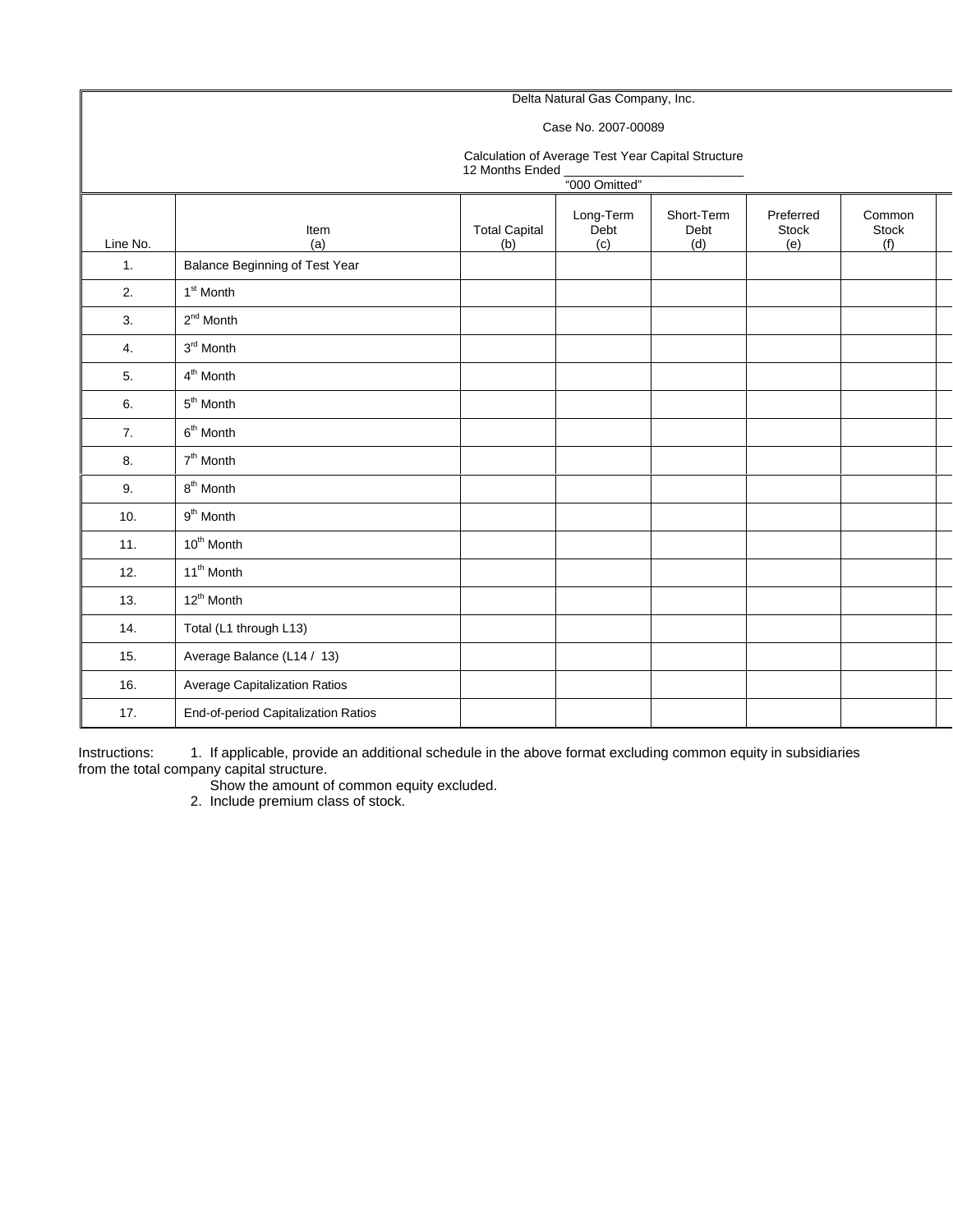Delta Natural Gas Company, Inc.

Case No. 2007-00089

Calculation of Average Test Year Capital Structure
12 Months Ended \_\_\_\_\_\_\_\_\_\_\_\_\_\_\_\_\_\_\_\_\_\_\_\_\_\_

"000 Omitted"

| Line No. | Item (a) | Total Capital (b) | Long-Term Debt (c) | Short-Term Debt (d) | Preferred Stock (e) | Common Stock (f) | |
|---|---|---|---|---|---|---|---|
| 1. | Balance Beginning of Test Year | | | | | | |
| 2. | 1st Month | | | | | | |
| 3. | 2nd Month | | | | | | |
| 4. | 3rd Month | | | | | | |
| 5. | 4th Month | | | | | | |
| 6. | 5th Month | | | | | | |
| 7. | 6th Month | | | | | | |
| 8. | 7th Month | | | | | | |
| 9. | 8th Month | | | | | | |
| 10. | 9th Month | | | | | | |
| 11. | 10th Month | | | | | | |
| 12. | 11th Month | | | | | | |
| 13. | 12th Month | | | | | | |
| 14. | Total (L1 through L13) | | | | | | |
| 15. | Average Balance (L14 / 13) | | | | | | |
| 16. | Average Capitalization Ratios | | | | | | |
| 17. | End-of-period Capitalization Ratios | | | | | | |

Instructions: 1. If applicable, provide an additional schedule in the above format excluding common equity in subsidiaries from the total company capital structure.
Show the amount of common equity excluded.
2. Include premium class of stock.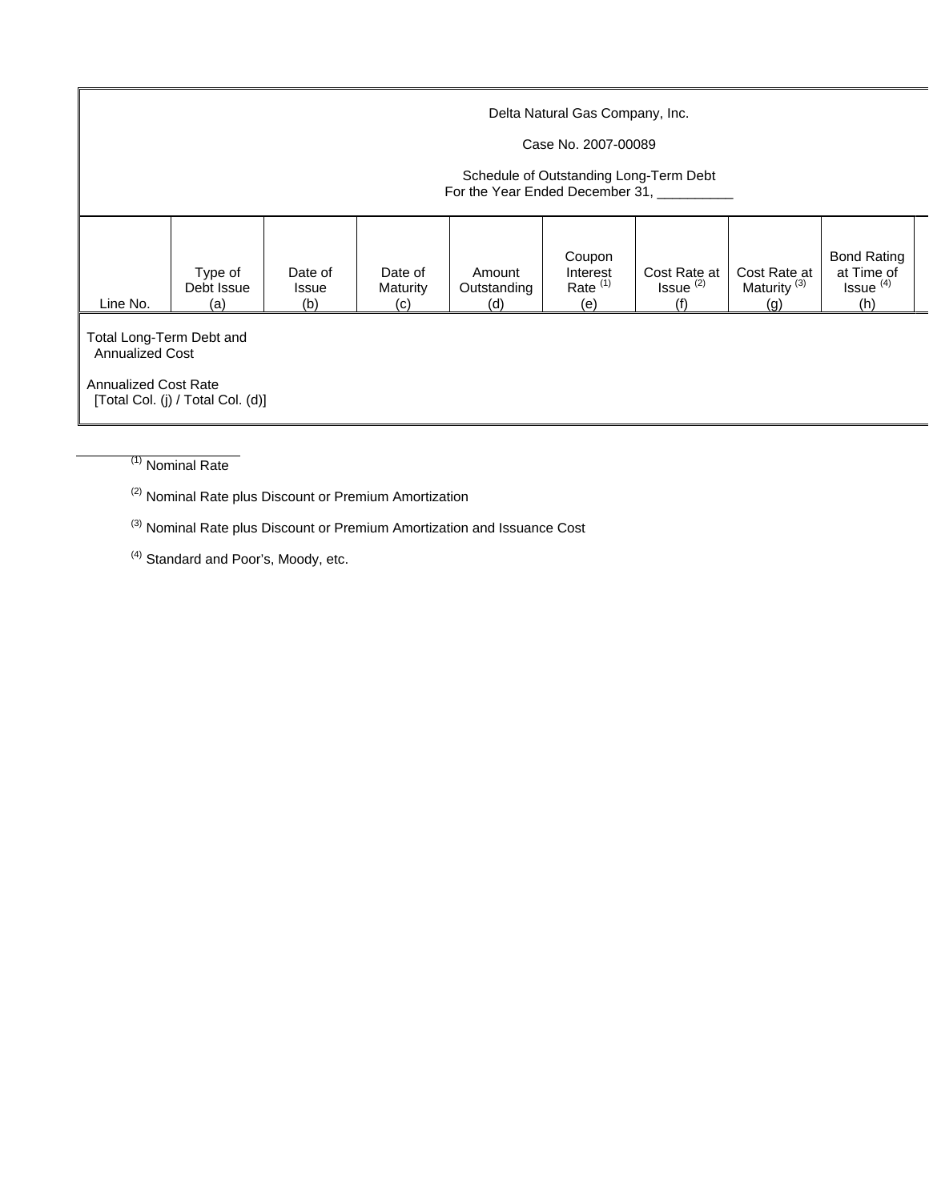Delta Natural Gas Company, Inc.

Case No. 2007-00089

Schedule of Outstanding Long-Term Debt
For the Year Ended December 31, __________

| Line No. | Type of Debt Issue (a) | Date of Issue (b) | Date of Maturity (c) | Amount Outstanding (d) | Coupon Interest Rate [(1)] (e) | Cost Rate at Issue [(2)] (f) | Cost Rate at Maturity [(3)] (g) | Bond Rating at Time of Issue [(4)] (h) |
|---|---|---|---|---|---|---|---|---|
| Total Long-Term Debt and Annualized Cost | | | | | | | | |
| Annualized Cost Rate [Total Col. (j) / Total Col. (d)] | | | | | | | | |

[(1)] Nominal Rate

[(2)] Nominal Rate plus Discount or Premium Amortization

[(3)] Nominal Rate plus Discount or Premium Amortization and Issuance Cost

[(4)] Standard and Poor's, Moody, etc.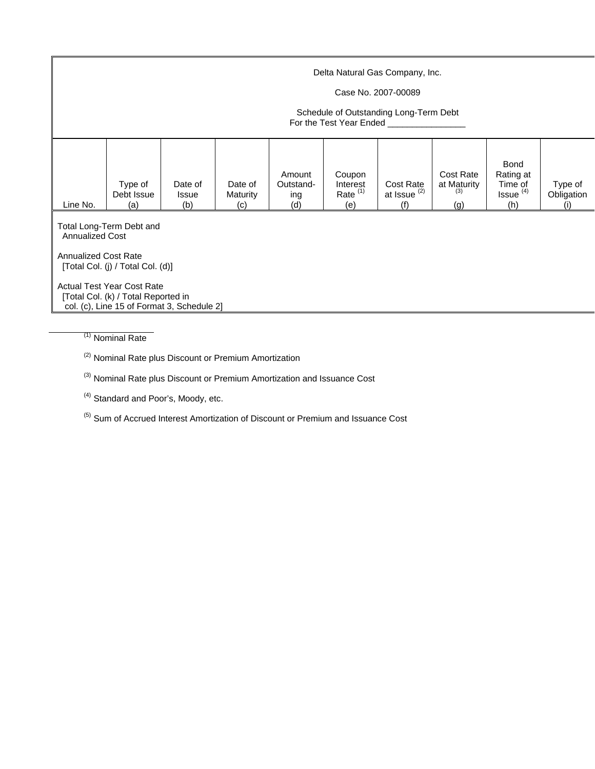Delta Natural Gas Company, Inc.

Case No. 2007-00089

Schedule of Outstanding Long-Term Debt
For the Test Year Ended _______________

| Line No. | Type of Debt Issue (a) | Date of Issue (b) | Date of Maturity (c) | Amount Outstand-ing (d) | Coupon Interest Rate [(1)] (e) | Cost Rate at Issue [(2)] (f) | Cost Rate at Maturity [(3)] (g) | Bond Rating at Time of Issue [(4)] (h) | Type of Obligation (i) |
|---|---|---|---|---|---|---|---|---|---|
| Total Long-Term Debt and Annualized Cost | | | | | | | | | |
| Annualized Cost Rate [Total Col. (j) / Total Col. (d)] | | | | | | | | | |
| Actual Test Year Cost Rate [Total Col. (k) / Total Reported in col. (c), Line 15 of Format 3, Schedule 2] | | | | | | | | | |

[(1)] Nominal Rate

[(2)] Nominal Rate plus Discount or Premium Amortization

[(3)] Nominal Rate plus Discount or Premium Amortization and Issuance Cost

[(4)] Standard and Poor's, Moody, etc.

[(5)] Sum of Accrued Interest Amortization of Discount or Premium and Issuance Cost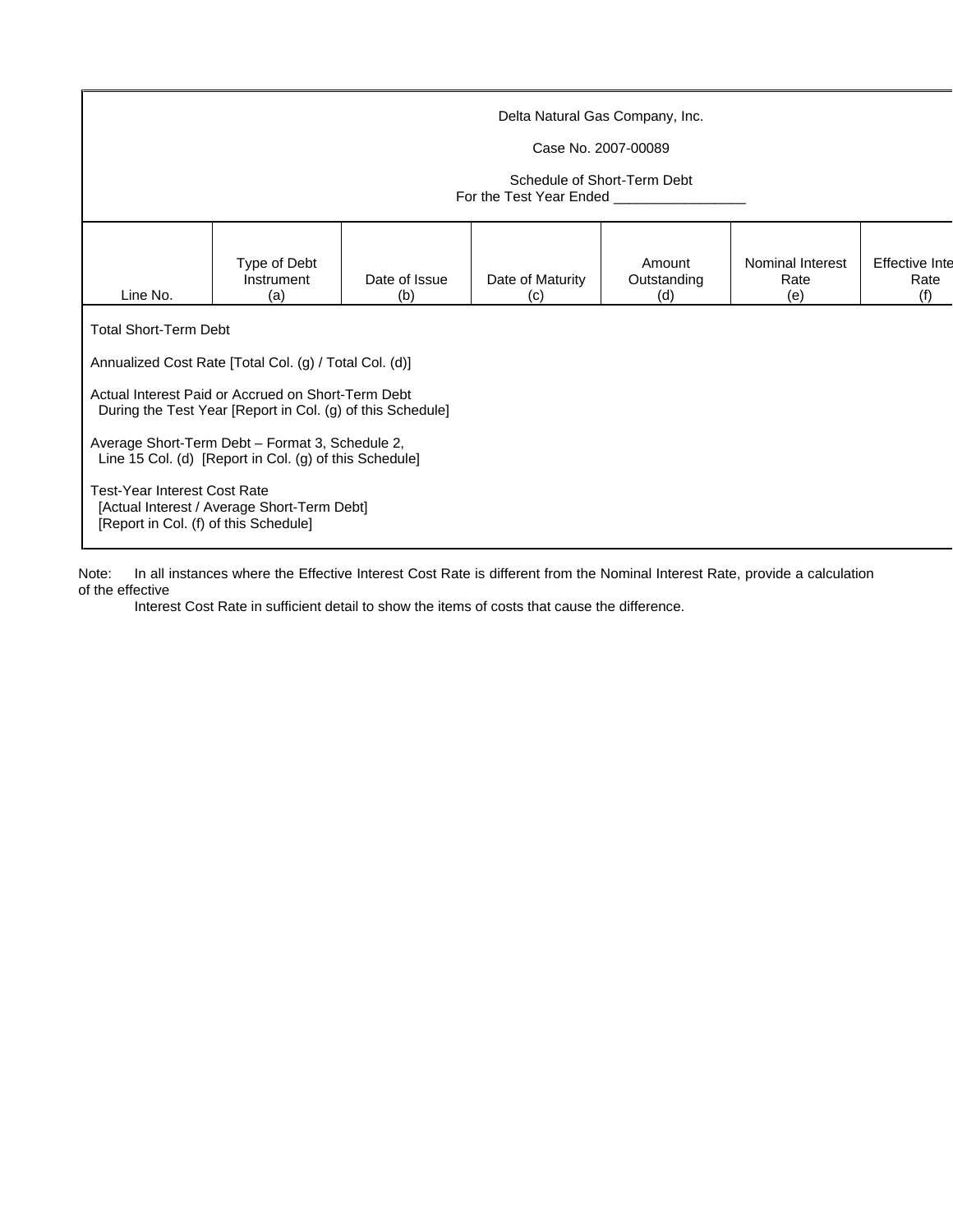Delta Natural Gas Company, Inc.

Case No. 2007-00089

Schedule of Short-Term Debt
For the Test Year Ended ________________

| Line No. | Type of Debt Instrument (a) | Date of Issue (b) | Date of Maturity (c) | Amount Outstanding (d) | Nominal Interest Rate (e) | Effective Inte Rate (f) |
|---|---|---|---|---|---|---|
| Total Short-Term Debt | | | | | | |
| Annualized Cost Rate [Total Col. (g) / Total Col. (d)] | | | | | | |
| Actual Interest Paid or Accrued on Short-Term Debt During the Test Year [Report in Col. (g) of this Schedule] | | | | | | |
| Average Short-Term Debt – Format 3, Schedule 2, Line 15 Col. (d) [Report in Col. (g) of this Schedule] | | | | | | |
| Test-Year Interest Cost Rate [Actual Interest / Average Short-Term Debt] [Report in Col. (f) of this Schedule] | | | | | | |

Note: In all instances where the Effective Interest Cost Rate is different from the Nominal Interest Rate, provide a calculation of the effective
Interest Cost Rate in sufficient detail to show the items of costs that cause the difference.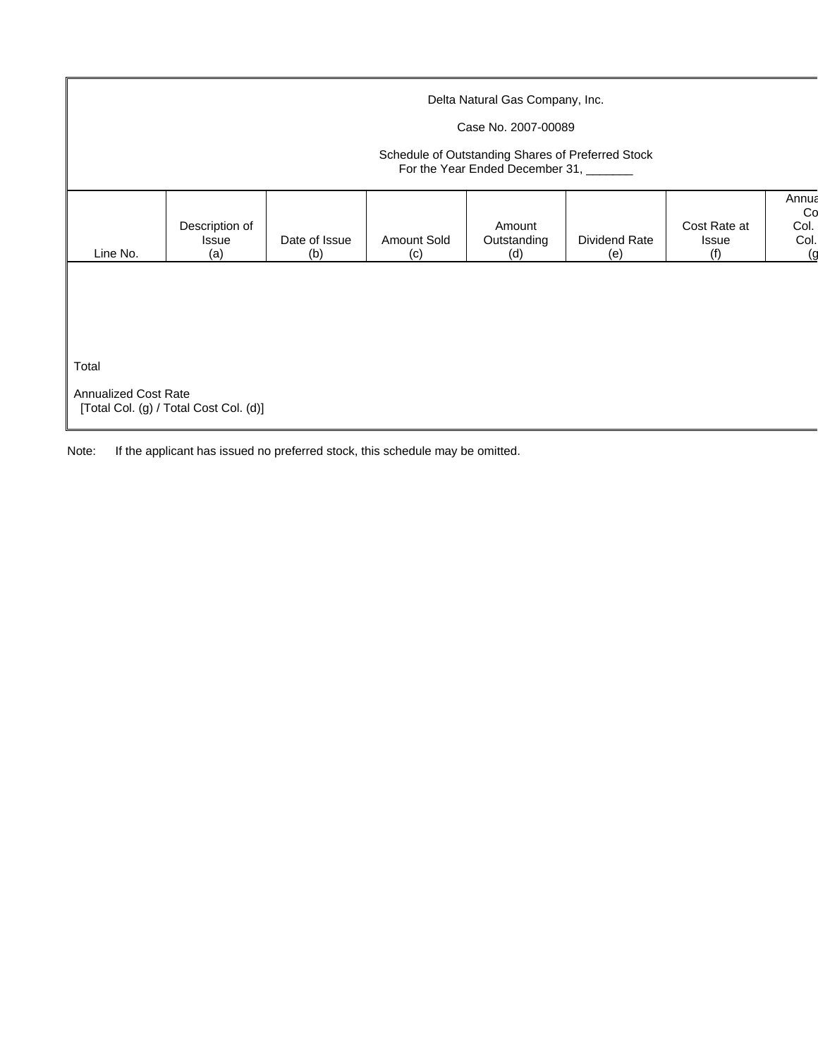Delta Natural Gas Company, Inc.

Case No. 2007-00089

Schedule of Outstanding Shares of Preferred Stock
For the Year Ended December 31, _______

| Line No. | Description of Issue (a) | Date of Issue (b) | Amount Sold (c) | Amount Outstanding (d) | Dividend Rate (e) | Cost Rate at Issue (f) | Annua Co Col. Col. (g |
|---|---|---|---|---|---|---|---|
| | | | | | | | |
| Total | | | | | | | |
| Annualized Cost Rate [Total Col. (g) / Total Cost Col. (d)] | | | | | | | |

Note: If the applicant has issued no preferred stock, this schedule may be omitted.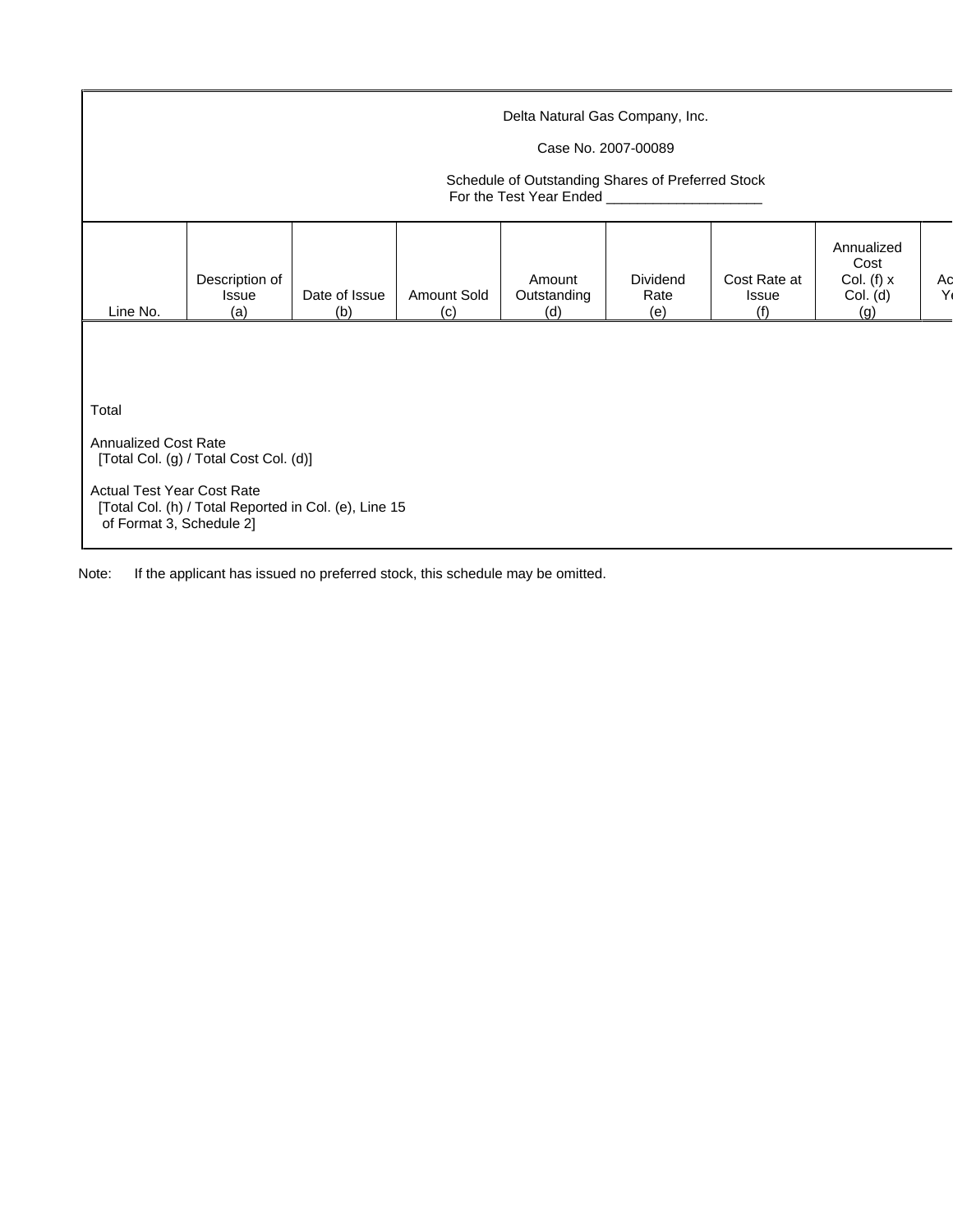Delta Natural Gas Company, Inc.

Case No. 2007-00089

Schedule of Outstanding Shares of Preferred Stock
For the Test Year Ended ____________________

| Line No. | Description of Issue (a) | Date of Issue (b) | Amount Sold (c) | Amount Outstanding (d) | Dividend Rate (e) | Cost Rate at Issue (f) | Annualized Cost Col. (f) x Col. (d) (g) | Ac Y |
|---|---|---|---|---|---|---|---|---|
| | | | | | | | | |
| Total | | | | | | | | |
| Annualized Cost Rate [Total Col. (g) / Total Cost Col. (d)] | | | | | | | | |
| Actual Test Year Cost Rate [Total Col. (h) / Total Reported in Col. (e), Line 15 of Format 3, Schedule 2] | | | | | | | | |

Note: If the applicant has issued no preferred stock, this schedule may be omitted.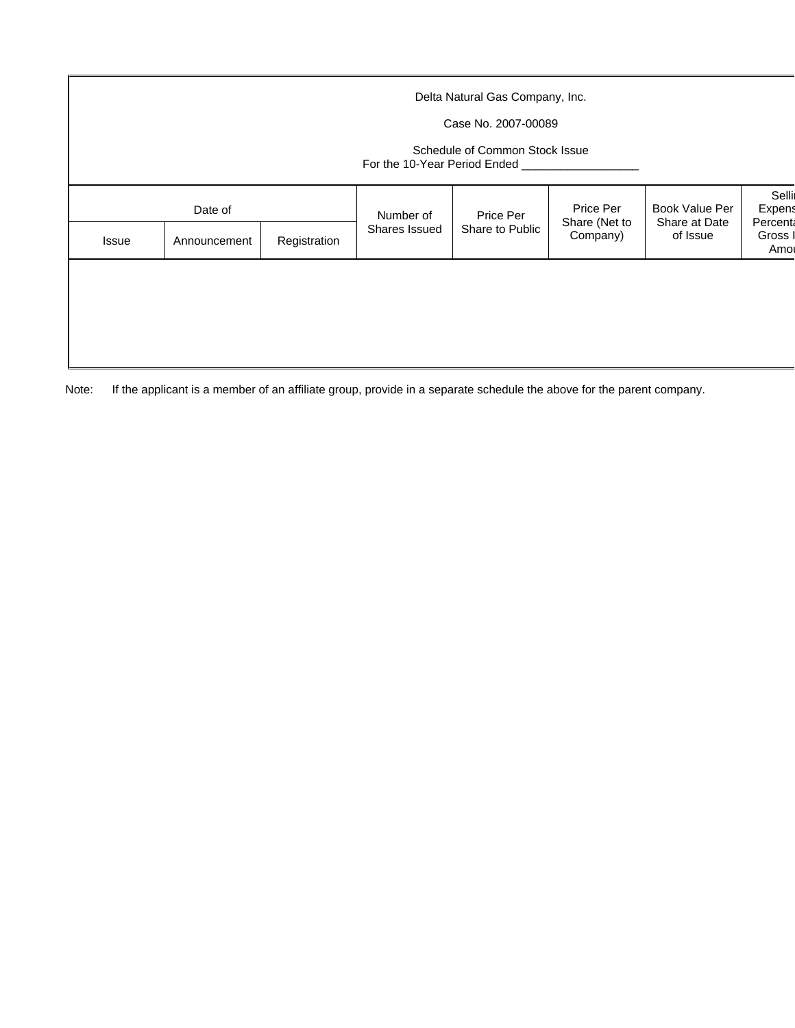Delta Natural Gas Company, Inc.

Case No. 2007-00089

Schedule of Common Stock Issue
For the 10-Year Period Ended __________________

| Date of | | | Number of Shares Issued | Price Per Share to Public | Price Per Share (Net to Company) | Book Value Per Share at Date of Issue | Selli Expens Percenta Gross I Amou |
|---|---|---|---|---|---|---|---|
| Issue | Announcement | Registration | | | | | |
| | | | | | | | |

Note: If the applicant is a member of an affiliate group, provide in a separate schedule the above for the parent company.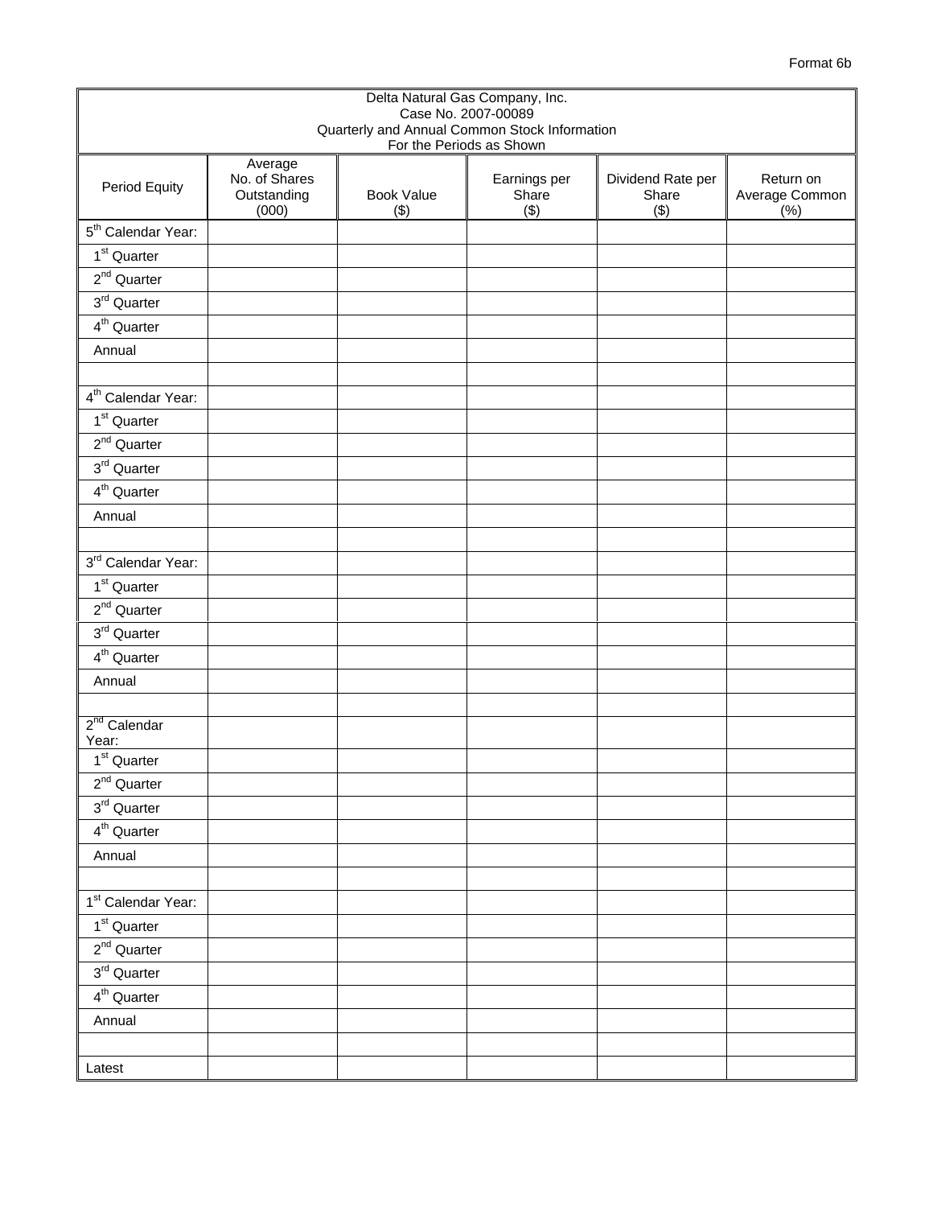Format 6b

| Delta Natural Gas Company, Inc.<br>Case No. 2007-00089<br>Quarterly and Annual Common Stock Information<br>For the Periods as Shown | | | | | |
|---|---|---|---|---|---|
| Period Equity | Average No. of Shares Outstanding (000) | Book Value ($) | Earnings per Share ($) | Dividend Rate per Share ($) | Return on Average Common (%) |
| 5th Calendar Year: | | | | | |
| 1st Quarter | | | | | |
| 2nd Quarter | | | | | |
| 3rd Quarter | | | | | |
| 4th Quarter | | | | | |
| Annual | | | | | |
| | | | | | |
| 4th Calendar Year: | | | | | |
| 1st Quarter | | | | | |
| 2nd Quarter | | | | | |
| 3rd Quarter | | | | | |
| 4th Quarter | | | | | |
| Annual | | | | | |
| | | | | | |
| 3rd Calendar Year: | | | | | |
| 1st Quarter | | | | | |
| 2nd Quarter | | | | | |
| 3rd Quarter | | | | | |
| 4th Quarter | | | | | |
| Annual | | | | | |
| | | | | | |
| 2nd Calendar Year: | | | | | |
| 1st Quarter | | | | | |
| 2nd Quarter | | | | | |
| 3rd Quarter | | | | | |
| 4th Quarter | | | | | |
| Annual | | | | | |
| | | | | | |
| 1st Calendar Year: | | | | | |
| 1st Quarter | | | | | |
| 2nd Quarter | | | | | |
| 3rd Quarter | | | | | |
| 4th Quarter | | | | | |
| Annual | | | | | |
| | | | | | |
| Latest | | | | | |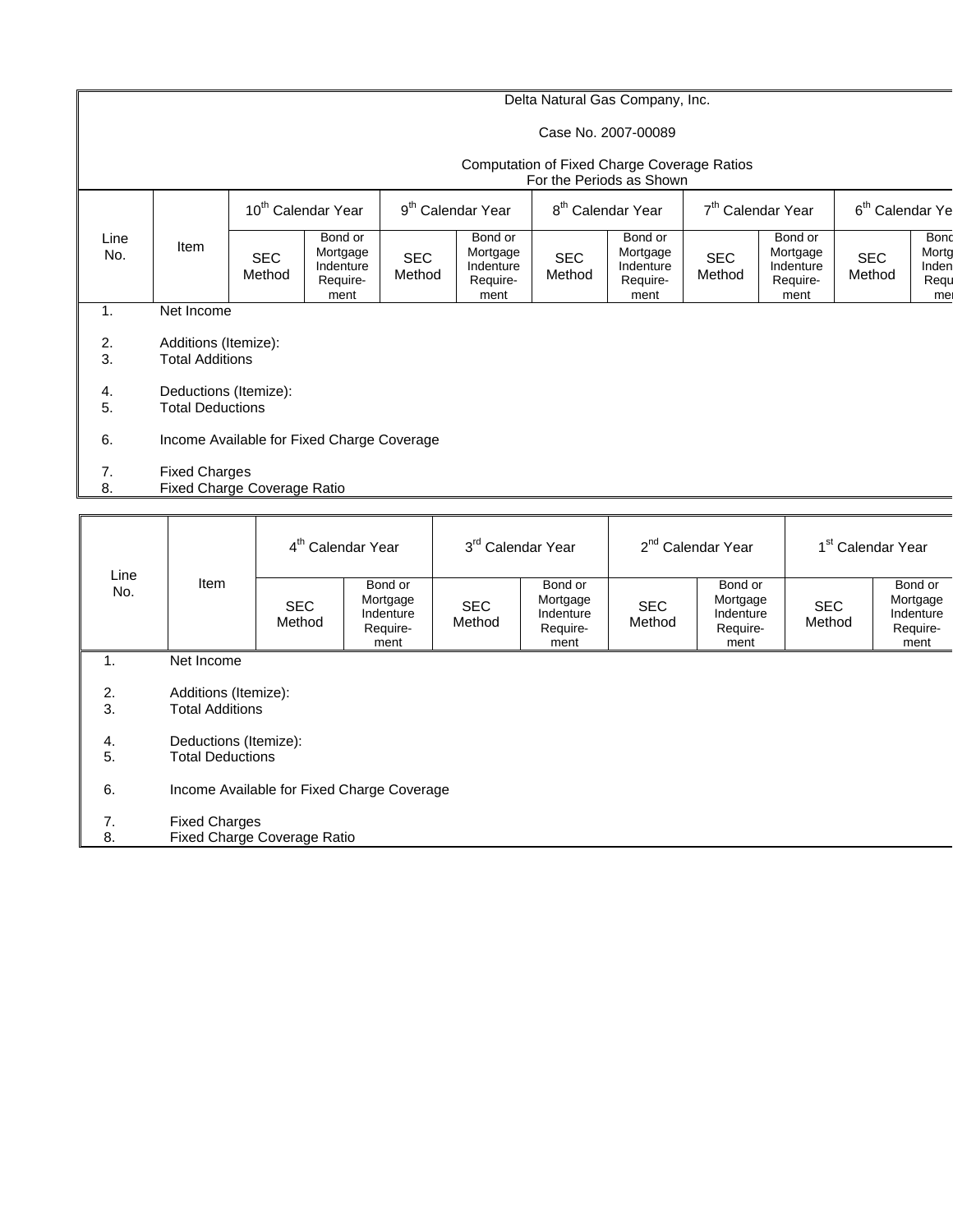Delta Natural Gas Company, Inc.

Case No. 2007-00089

Computation of Fixed Charge Coverage Ratios
For the Periods as Shown

| Line No. | Item | 10th Calendar Year | | 9th Calendar Year | | 8th Calendar Year | | 7th Calendar Year | | 6th Calendar Ye | |
|---|---|---|---|---|---|---|---|---|---|---|---|
| | | SEC Method | Bond or Mortgage Indenture Require-ment | SEC Method | Bond or Mortgage Indenture Require-ment | SEC Method | Bond or Mortgage Indenture Require-ment | SEC Method | Bond or Mortgage Indenture Require-ment | SEC Method | Bond Mortg Inden Requ mer |
| 1. | Net Income | | | | | | | | | | |
| 2. | Additions (Itemize): | | | | | | | | | | |
| 3. | Total Additions | | | | | | | | | | |
| 4. | Deductions (Itemize): | | | | | | | | | | |
| 5. | Total Deductions | | | | | | | | | | |
| 6. | Income Available for Fixed Charge Coverage | | | | | | | | | | |
| 7. | Fixed Charges | | | | | | | | | | |
| 8. | Fixed Charge Coverage Ratio | | | | | | | | | | |

| Line No. | Item | 4th Calendar Year | | 3rd Calendar Year | | 2nd Calendar Year | | 1st Calendar Year | |
|---|---|---|---|---|---|---|---|---|---|
| | | SEC Method | Bond or Mortgage Indenture Require-ment | SEC Method | Bond or Mortgage Indenture Require-ment | SEC Method | Bond or Mortgage Indenture Require-ment | SEC Method | Bond or Mortgage Indenture Require-ment |
| 1. | Net Income | | | | | | | | |
| 2. | Additions (Itemize): | | | | | | | | |
| 3. | Total Additions | | | | | | | | |
| 4. | Deductions (Itemize): | | | | | | | | |
| 5. | Total Deductions | | | | | | | | |
| 6. | Income Available for Fixed Charge Coverage | | | | | | | | |
| 7. | Fixed Charges | | | | | | | | |
| 8. | Fixed Charge Coverage Ratio | | | | | | | | |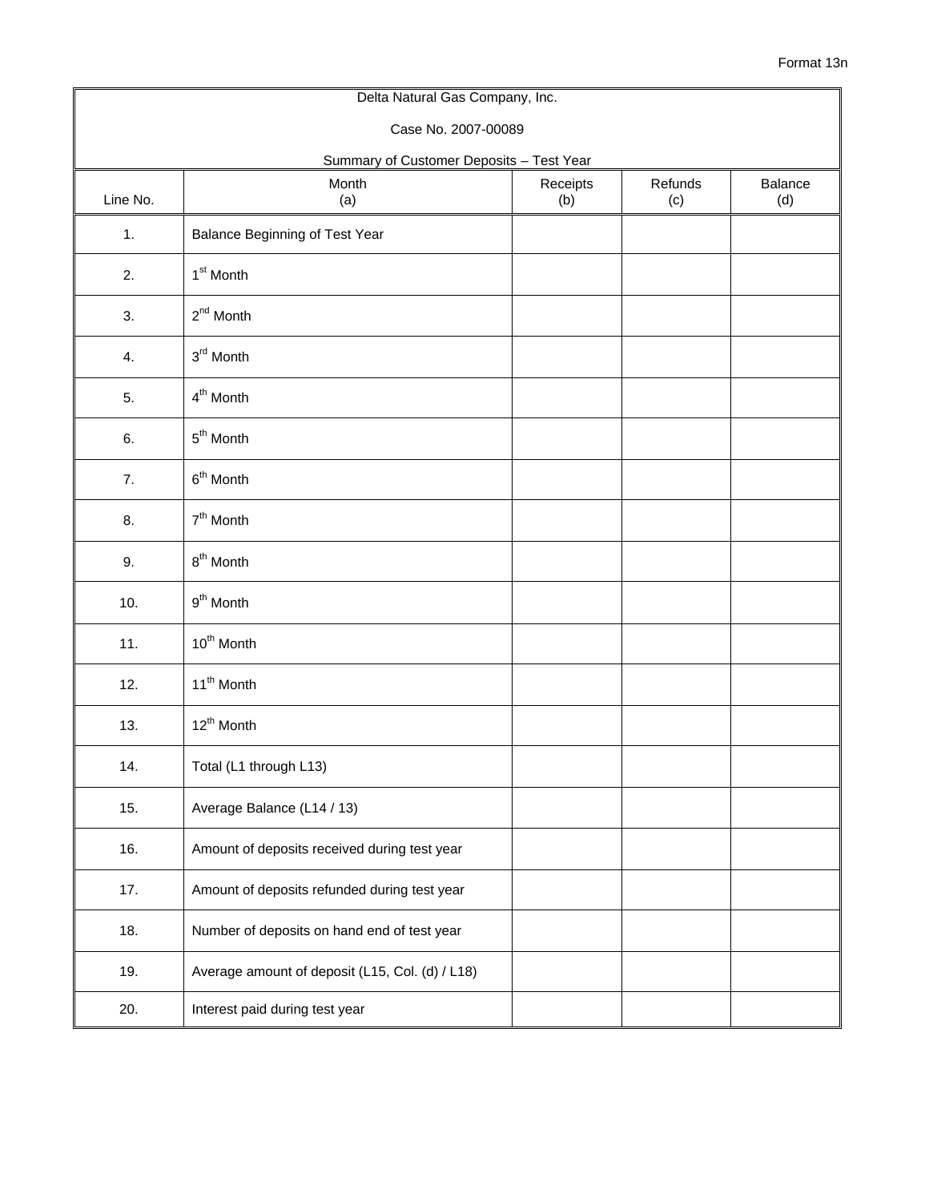Format 13n

Delta Natural Gas Company, Inc.

Case No. 2007-00089

Summary of Customer Deposits – Test Year

| Line No. | Month (a) | Receipts (b) | Refunds (c) | Balance (d) |
|---|---|---|---|---|
| 1. | Balance Beginning of Test Year | | | |
| 2. | 1st Month | | | |
| 3. | 2nd Month | | | |
| 4. | 3rd Month | | | |
| 5. | 4th Month | | | |
| 6. | 5th Month | | | |
| 7. | 6th Month | | | |
| 8. | 7th Month | | | |
| 9. | 8th Month | | | |
| 10. | 9th Month | | | |
| 11. | 10th Month | | | |
| 12. | 11th Month | | | |
| 13. | 12th Month | | | |
| 14. | Total (L1 through L13) | | | |
| 15. | Average Balance (L14 / 13) | | | |
| 16. | Amount of deposits received during test year | | | |
| 17. | Amount of deposits refunded during test year | | | |
| 18. | Number of deposits on hand end of test year | | | |
| 19. | Average amount of deposit (L15, Col. (d) / L18) | | | |
| 20. | Interest paid during test year | | | |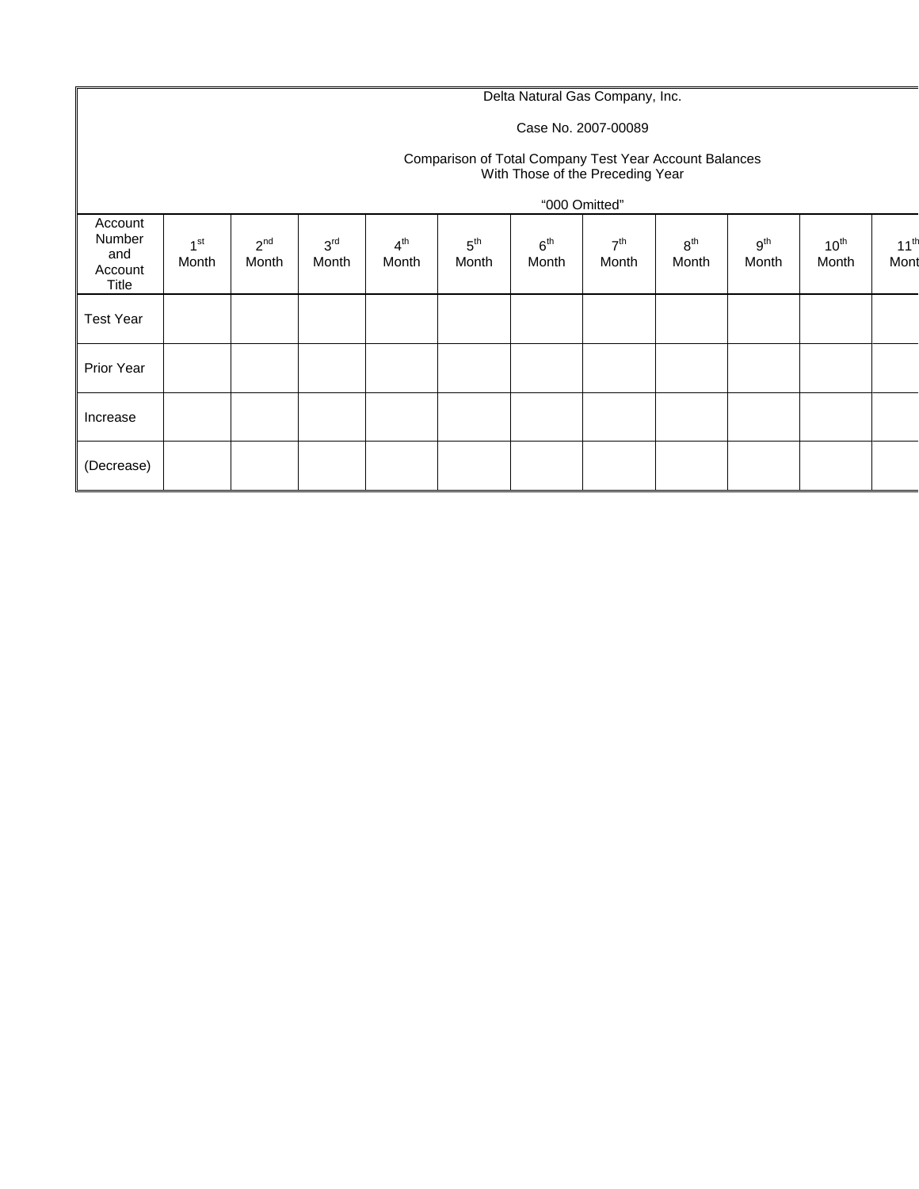Delta Natural Gas Company, Inc.

Case No. 2007-00089

Comparison of Total Company Test Year Account Balances
With Those of the Preceding Year

"000 Omitted"

| Account Number and Account Title | 1st Month | 2nd Month | 3rd Month | 4th Month | 5th Month | 6th Month | 7th Month | 8th Month | 9th Month | 10th Month | 11th Mont |
|---|---|---|---|---|---|---|---|---|---|---|---|
| Test Year | | | | | | | | | | | |
| Prior Year | | | | | | | | | | | |
| Increase | | | | | | | | | | | |
| (Decrease) | | | | | | | | | | | |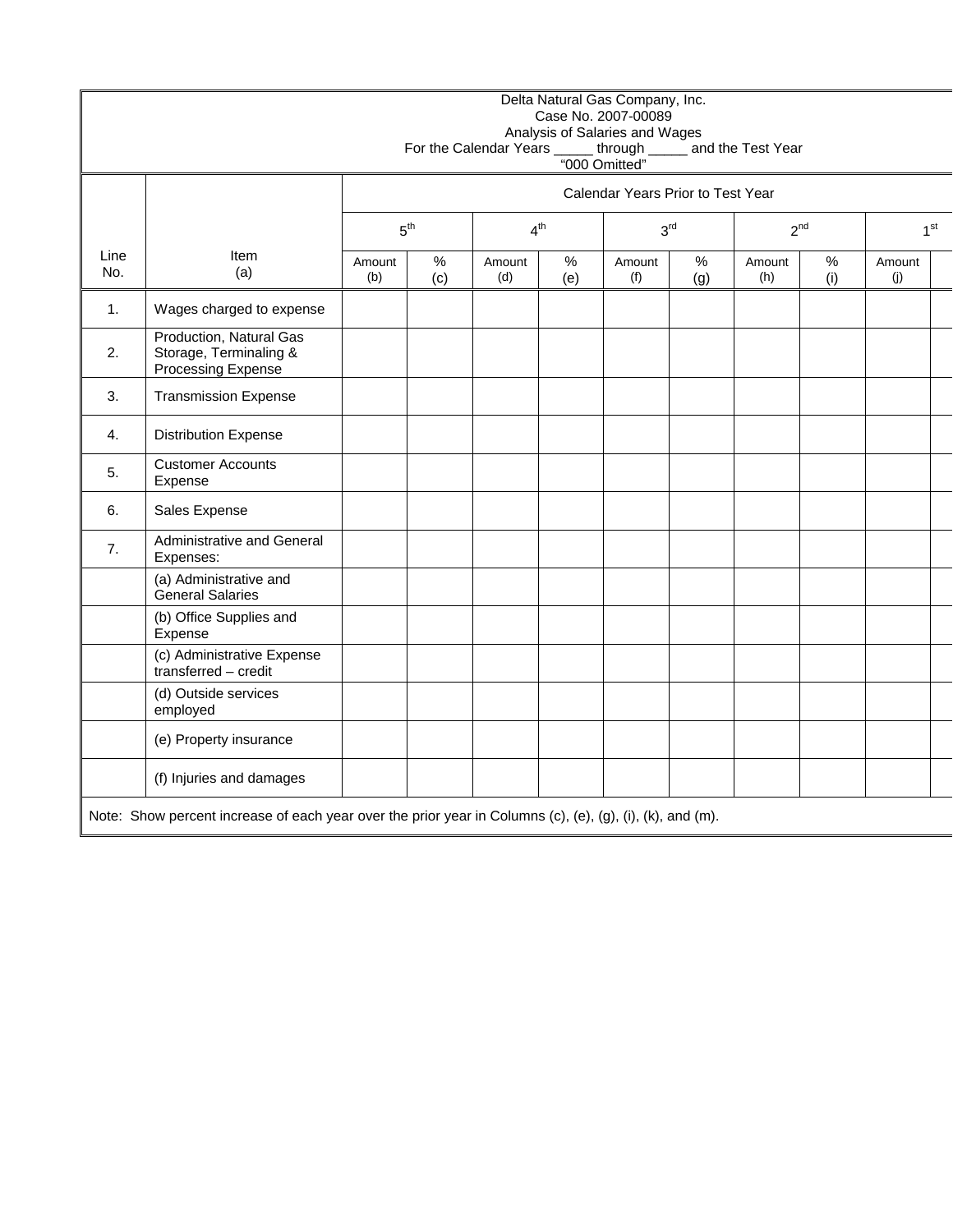Delta Natural Gas Company, Inc.
Case No. 2007-00089
Analysis of Salaries and Wages
For the Calendar Years _____ through _____ and the Test Year
"000 Omitted"

| | | Calendar Years Prior to Test Year | | | | | | | | | |
|---|---|---|---|---|---|---|---|---|---|---|---|
| | | 5th | | 4th | | 3rd | | 2nd | | 1st | |
| Line No. | Item (a) | Amount (b) | % (c) | Amount (d) | % (e) | Amount (f) | % (g) | Amount (h) | % (i) | Amount (j) | |
| 1. | Wages charged to expense | | | | | | | | | | |
| 2. | Production, Natural Gas Storage, Terminaling & Processing Expense | | | | | | | | | | |
| 3. | Transmission Expense | | | | | | | | | | |
| 4. | Distribution Expense | | | | | | | | | | |
| 5. | Customer Accounts Expense | | | | | | | | | | |
| 6. | Sales Expense | | | | | | | | | | |
| 7. | Administrative and General Expenses: | | | | | | | | | | |
| | (a) Administrative and General Salaries | | | | | | | | | | |
| | (b) Office Supplies and Expense | | | | | | | | | | |
| | (c) Administrative Expense transferred – credit | | | | | | | | | | |
| | (d) Outside services employed | | | | | | | | | | |
| | (e) Property insurance | | | | | | | | | | |
| | (f) Injuries and damages | | | | | | | | | | |

Note: Show percent increase of each year over the prior year in Columns (c), (e), (g), (i), (k), and (m).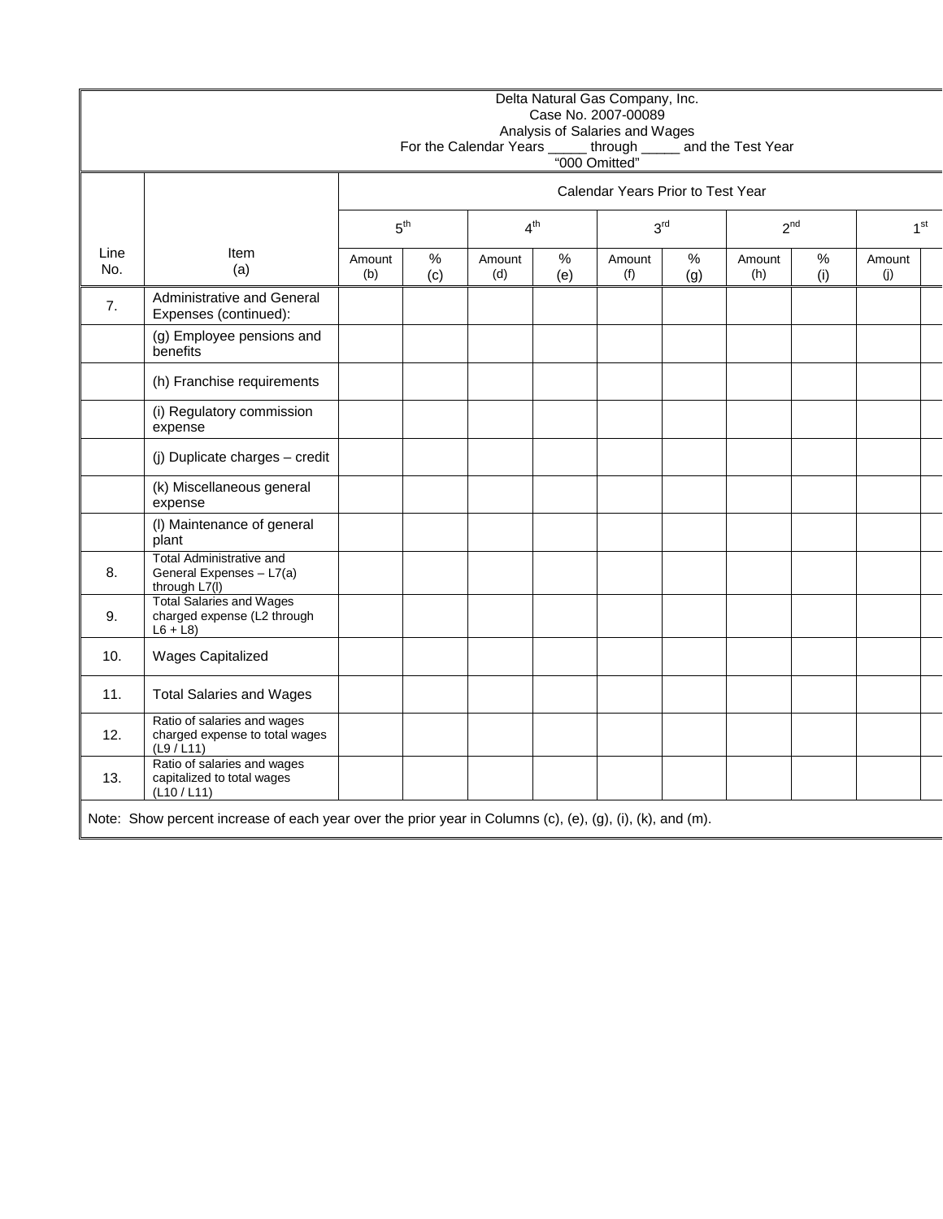Delta Natural Gas Company, Inc.
Case No. 2007-00089
Analysis of Salaries and Wages
For the Calendar Years _____ through _____ and the Test Year
"000 Omitted"

| Line No. | Item (a) | Calendar Years Prior to Test Year | | | | | | | | | |
|---|---|---|---|---|---|---|---|---|---|---|---|
| | | 5th | | 4th | | 3rd | | 2nd | | 1st | |
| | | Amount (b) | % (c) | Amount (d) | % (e) | Amount (f) | % (g) | Amount (h) | % (i) | Amount (j) | |
| 7. | Administrative and General Expenses (continued): | | | | | | | | | | |
| | (g) Employee pensions and benefits | | | | | | | | | | |
| | (h) Franchise requirements | | | | | | | | | | |
| | (i) Regulatory commission expense | | | | | | | | | | |
| | (j) Duplicate charges – credit | | | | | | | | | | |
| | (k) Miscellaneous general expense | | | | | | | | | | |
| | (l) Maintenance of general plant | | | | | | | | | | |
| 8. | Total Administrative and General Expenses – L7(a) through L7(l) | | | | | | | | | | |
| 9. | Total Salaries and Wages charged expense (L2 through L6 + L8) | | | | | | | | | | |
| 10. | Wages Capitalized | | | | | | | | | | |
| 11. | Total Salaries and Wages | | | | | | | | | | |
| 12. | Ratio of salaries and wages charged expense to total wages (L9 / L11) | | | | | | | | | | |
| 13. | Ratio of salaries and wages capitalized to total wages (L10 / L11) | | | | | | | | | | |

Note: Show percent increase of each year over the prior year in Columns (c), (e), (g), (i), (k), and (m).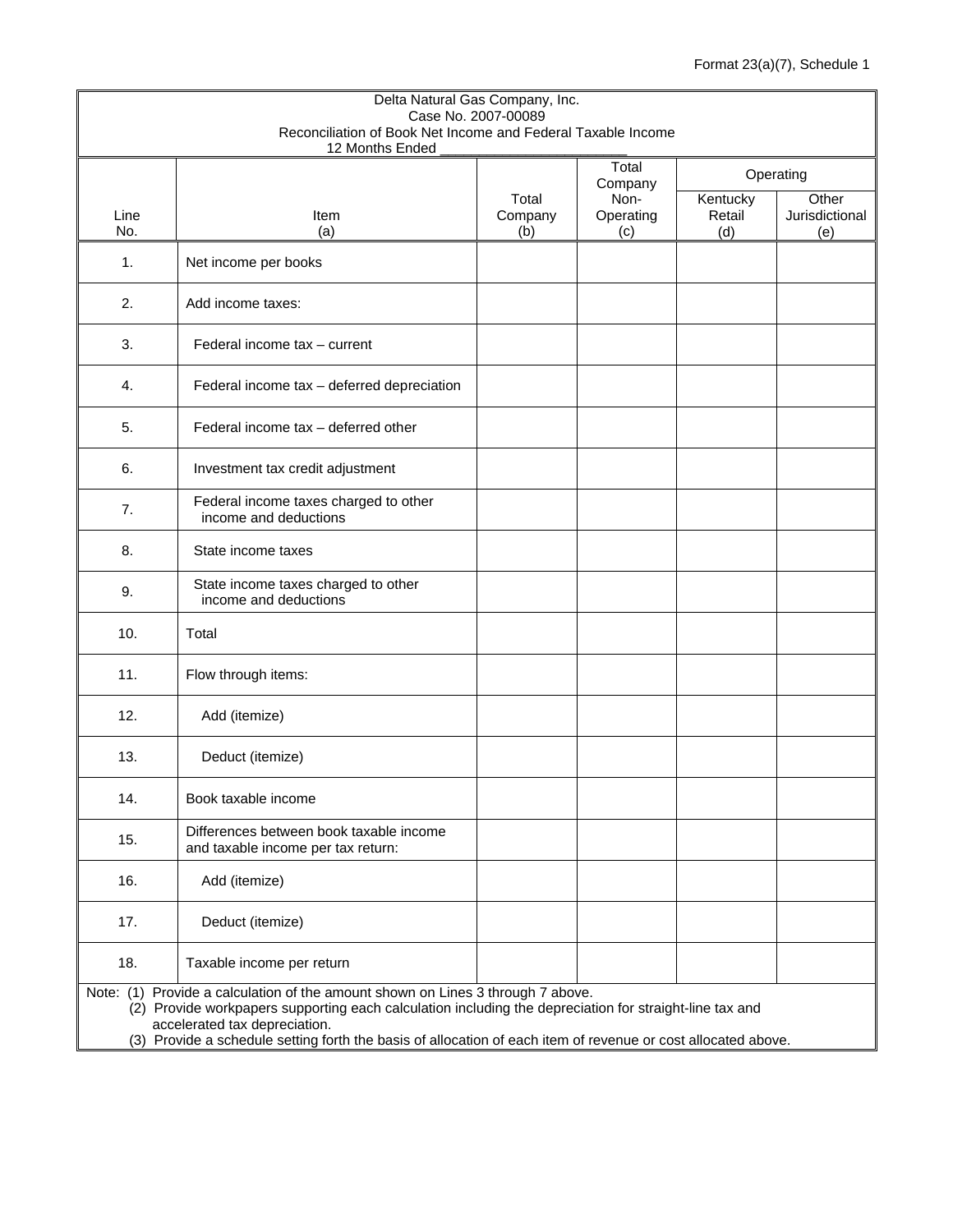Format 23(a)(7), Schedule 1

Delta Natural Gas Company, Inc.
Case No. 2007-00089
Reconciliation of Book Net Income and Federal Taxable Income
12 Months Ended \_\_\_\_\_\_\_\_\_\_\_\_\_\_\_\_\_\_\_\_\_\_\_\_

| Line No. | Item (a) | Total Company (b) | Total Company Non-Operating (c) | Operating: Kentucky Retail (d) | Operating: Other Jurisdictional (e) |
|---|---|---|---|---|---|
| 1. | Net income per books | | | | |
| 2. | Add income taxes: | | | | |
| 3. | Federal income tax – current | | | | |
| 4. | Federal income tax – deferred depreciation | | | | |
| 5. | Federal income tax – deferred other | | | | |
| 6. | Investment tax credit adjustment | | | | |
| 7. | Federal income taxes charged to other income and deductions | | | | |
| 8. | State income taxes | | | | |
| 9. | State income taxes charged to other income and deductions | | | | |
| 10. | Total | | | | |
| 11. | Flow through items: | | | | |
| 12. | Add (itemize) | | | | |
| 13. | Deduct (itemize) | | | | |
| 14. | Book taxable income | | | | |
| 15. | Differences between book taxable income and taxable income per tax return: | | | | |
| 16. | Add (itemize) | | | | |
| 17. | Deduct (itemize) | | | | |
| 18. | Taxable income per return | | | | |

Note: (1) Provide a calculation of the amount shown on Lines 3 through 7 above.
(2) Provide workpapers supporting each calculation including the depreciation for straight-line tax and accelerated tax depreciation.
(3) Provide a schedule setting forth the basis of allocation of each item of revenue or cost allocated above.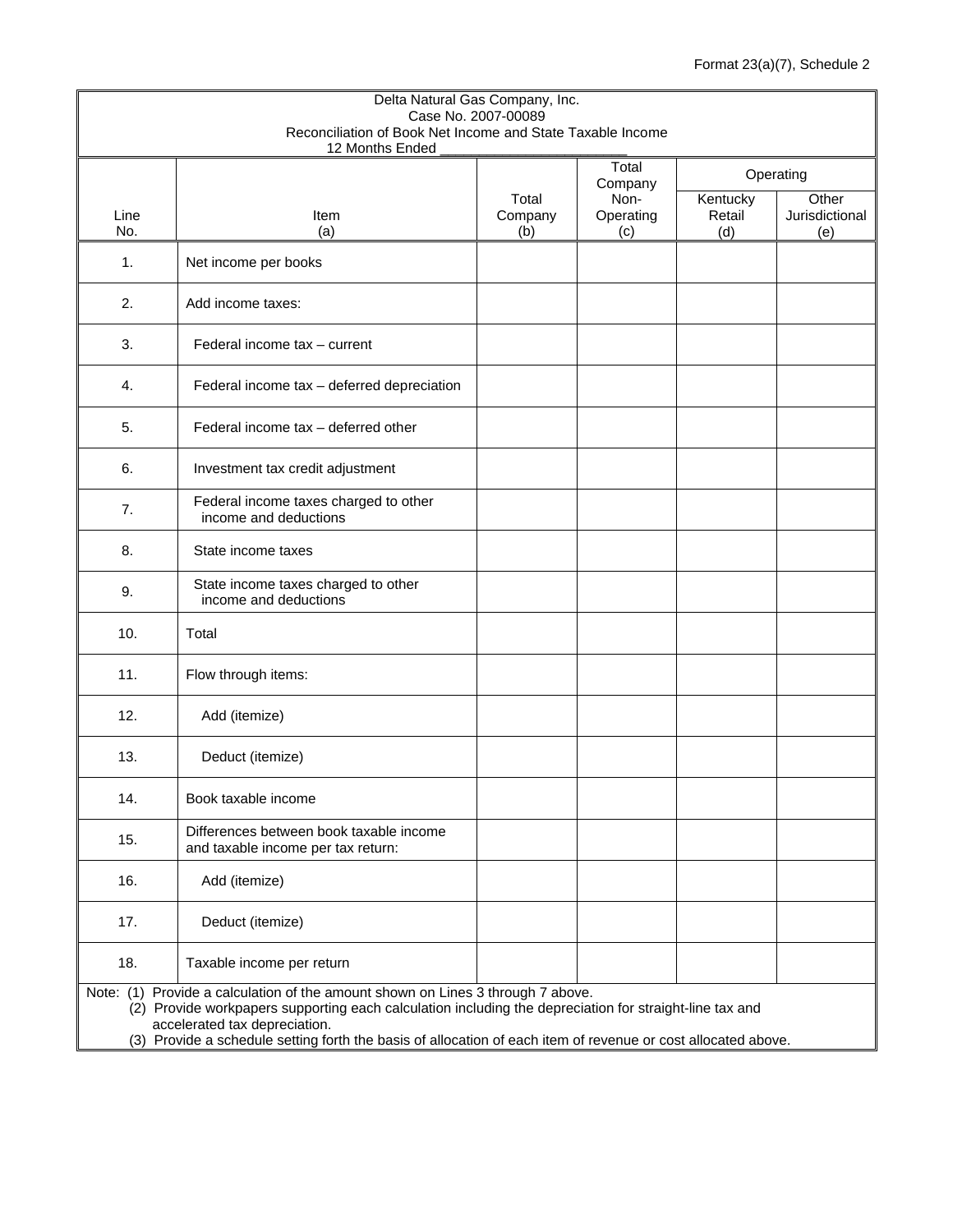Format 23(a)(7), Schedule 2

Delta Natural Gas Company, Inc.
Case No. 2007-00089
Reconciliation of Book Net Income and State Taxable Income
12 Months Ended _______________________

| Line No. | Item (a) | Total Company (b) | Total Company Non-Operating (c) | Operating | |
|---|---|---|---|---|---|
| | | | | Kentucky Retail (d) | Other Jurisdictional (e) |
| 1. | Net income per books | | | | |
| 2. | Add income taxes: | | | | |
| 3. | Federal income tax – current | | | | |
| 4. | Federal income tax – deferred depreciation | | | | |
| 5. | Federal income tax – deferred other | | | | |
| 6. | Investment tax credit adjustment | | | | |
| 7. | Federal income taxes charged to other income and deductions | | | | |
| 8. | State income taxes | | | | |
| 9. | State income taxes charged to other income and deductions | | | | |
| 10. | Total | | | | |
| 11. | Flow through items: | | | | |
| 12. | Add (itemize) | | | | |
| 13. | Deduct (itemize) | | | | |
| 14. | Book taxable income | | | | |
| 15. | Differences between book taxable income and taxable income per tax return: | | | | |
| 16. | Add (itemize) | | | | |
| 17. | Deduct (itemize) | | | | |
| 18. | Taxable income per return | | | | |

Note: (1) Provide a calculation of the amount shown on Lines 3 through 7 above.
(2) Provide workpapers supporting each calculation including the depreciation for straight-line tax and accelerated tax depreciation.
(3) Provide a schedule setting forth the basis of allocation of each item of revenue or cost allocated above.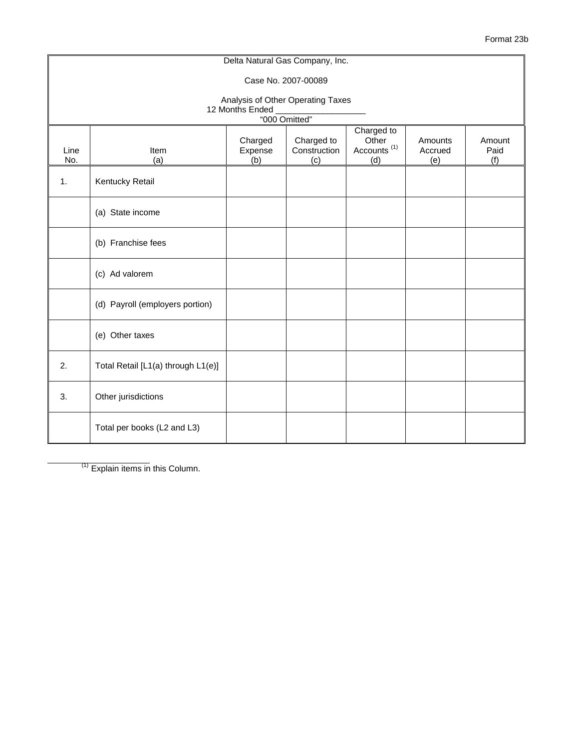Format 23b

Delta Natural Gas Company, Inc.

Case No. 2007-00089

Analysis of Other Operating Taxes
12 Months Ended ___________________
"000 Omitted"

| Line No. | Item (a) | Charged Expense (b) | Charged to Construction (c) | Charged to Other Accounts [1] (d) | Amounts Accrued (e) | Amount Paid (f) |
|---|---|---|---|---|---|---|
| 1. | Kentucky Retail | | | | | |
| | (a) State income | | | | | |
| | (b) Franchise fees | | | | | |
| | (c) Ad valorem | | | | | |
| | (d) Payroll (employers portion) | | | | | |
| | (e) Other taxes | | | | | |
| 2. | Total Retail [L1(a) through L1(e)] | | | | | |
| 3. | Other jurisdictions | | | | | |
| | Total per books (L2 and L3) | | | | | |

[1] Explain items in this Column.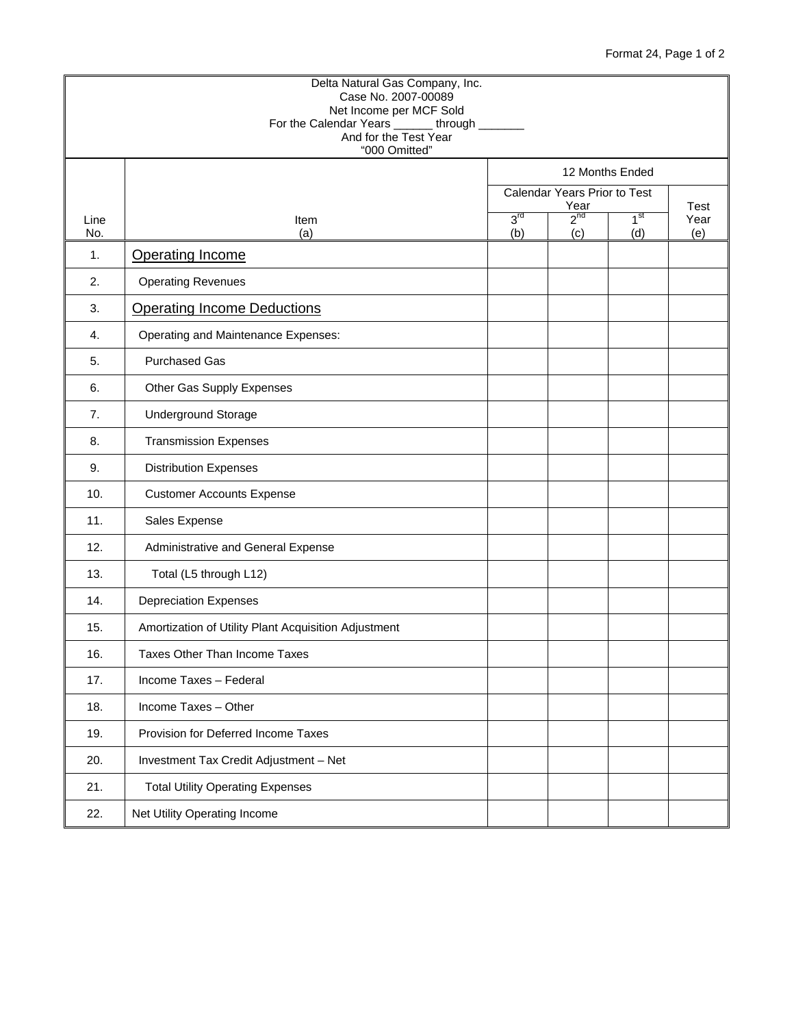Format 24, Page 1 of 2

Delta Natural Gas Company, Inc.
Case No. 2007-00089
Net Income per MCF Sold
For the Calendar Years ______ through _______
And for the Test Year
"000 Omitted"

| Line No. | Item (a) | 12 Months Ended | | | |
|---|---|---|---|---|---|
| | | Calendar Years Prior to Test Year | | | Test Year (e) |
| | | 3rd (b) | 2nd (c) | 1st (d) | |
| 1. | <u>Operating Income</u> | | | | |
| 2. | Operating Revenues | | | | |
| 3. | <u>Operating Income Deductions</u> | | | | |
| 4. | Operating and Maintenance Expenses: | | | | |
| 5. | Purchased Gas | | | | |
| 6. | Other Gas Supply Expenses | | | | |
| 7. | Underground Storage | | | | |
| 8. | Transmission Expenses | | | | |
| 9. | Distribution Expenses | | | | |
| 10. | Customer Accounts Expense | | | | |
| 11. | Sales Expense | | | | |
| 12. | Administrative and General Expense | | | | |
| 13. | Total (L5 through L12) | | | | |
| 14. | Depreciation Expenses | | | | |
| 15. | Amortization of Utility Plant Acquisition Adjustment | | | | |
| 16. | Taxes Other Than Income Taxes | | | | |
| 17. | Income Taxes – Federal | | | | |
| 18. | Income Taxes – Other | | | | |
| 19. | Provision for Deferred Income Taxes | | | | |
| 20. | Investment Tax Credit Adjustment – Net | | | | |
| 21. | Total Utility Operating Expenses | | | | |
| 22. | Net Utility Operating Income | | | | |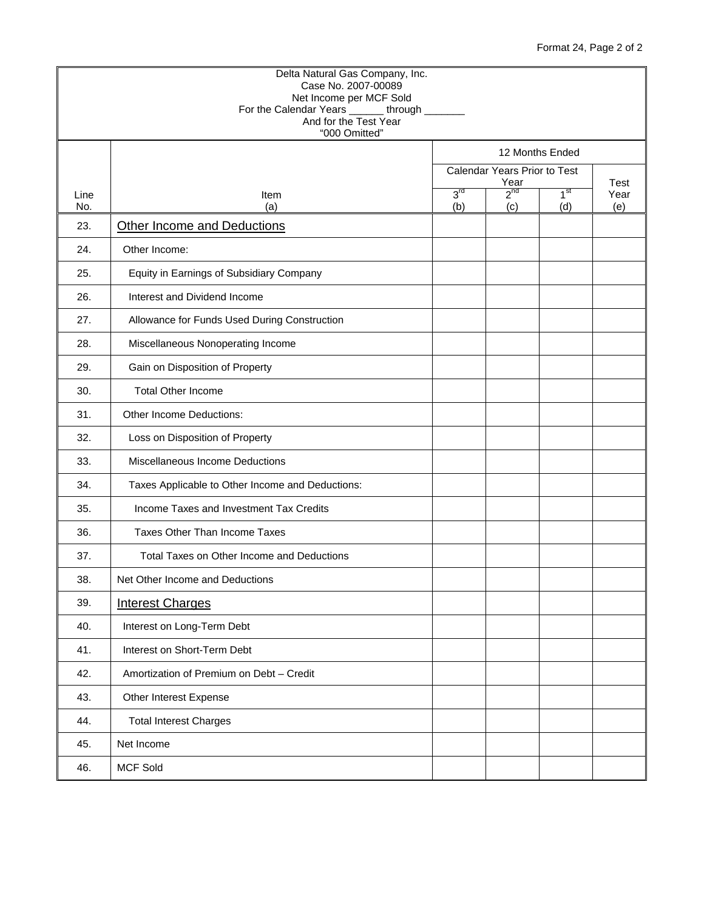Format 24, Page 2 of 2

Delta Natural Gas Company, Inc.
Case No. 2007-00089
Net Income per MCF Sold
For the Calendar Years ______ through _______
And for the Test Year
"000 Omitted"

| Line No. | Item (a) | 12 Months Ended | | | |
|---|---|---|---|---|---|
| | | Calendar Years Prior to Test Year | | | Test Year (e) |
| | | 3rd (b) | 2nd (c) | 1st (d) | |
| 23. | Other Income and Deductions | | | | |
| 24. | Other Income: | | | | |
| 25. | Equity in Earnings of Subsidiary Company | | | | |
| 26. | Interest and Dividend Income | | | | |
| 27. | Allowance for Funds Used During Construction | | | | |
| 28. | Miscellaneous Nonoperating Income | | | | |
| 29. | Gain on Disposition of Property | | | | |
| 30. | Total Other Income | | | | |
| 31. | Other Income Deductions: | | | | |
| 32. | Loss on Disposition of Property | | | | |
| 33. | Miscellaneous Income Deductions | | | | |
| 34. | Taxes Applicable to Other Income and Deductions: | | | | |
| 35. | Income Taxes and Investment Tax Credits | | | | |
| 36. | Taxes Other Than Income Taxes | | | | |
| 37. | Total Taxes on Other Income and Deductions | | | | |
| 38. | Net Other Income and Deductions | | | | |
| 39. | Interest Charges | | | | |
| 40. | Interest on Long-Term Debt | | | | |
| 41. | Interest on Short-Term Debt | | | | |
| 42. | Amortization of Premium on Debt – Credit | | | | |
| 43. | Other Interest Expense | | | | |
| 44. | Total Interest Charges | | | | |
| 45. | Net Income | | | | |
| 46. | MCF Sold | | | | |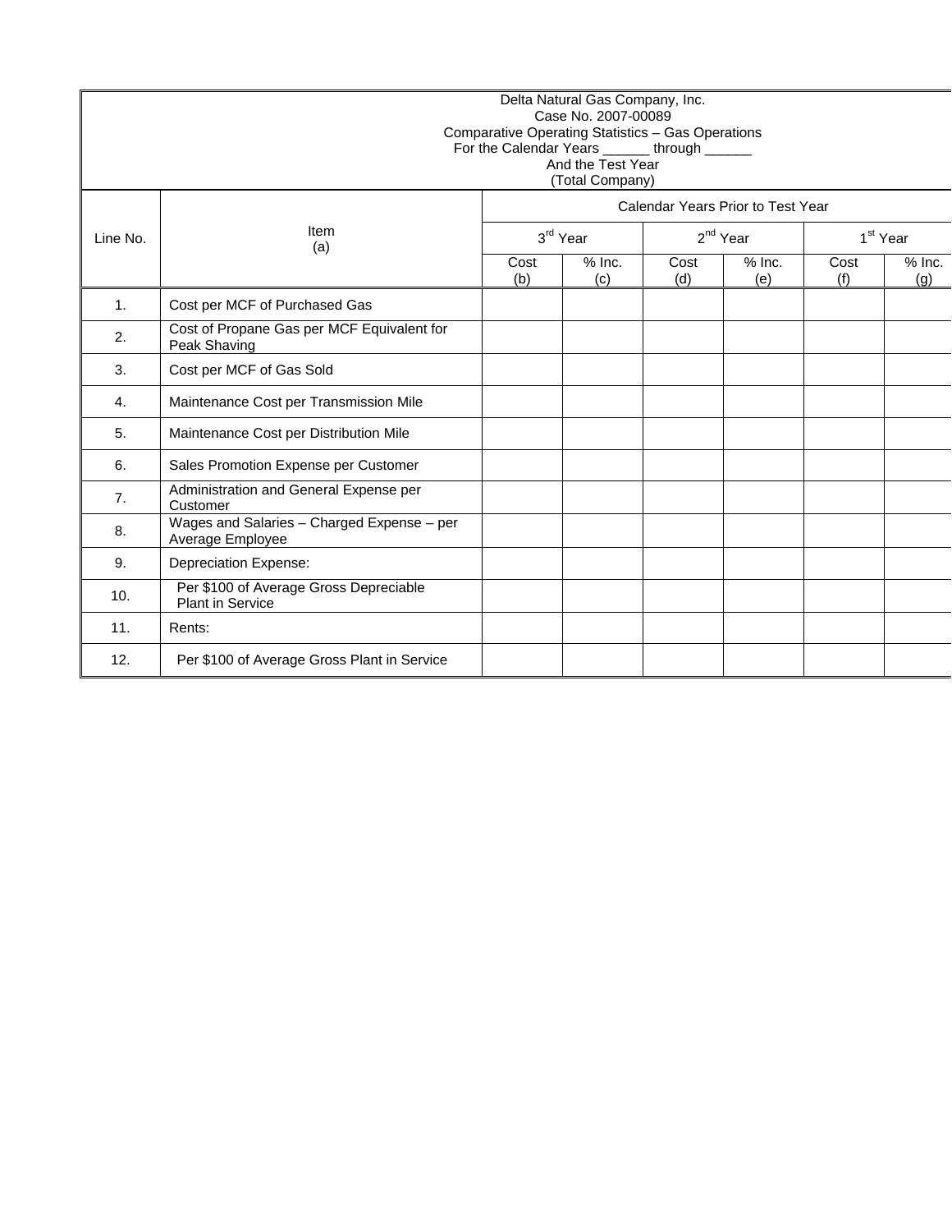Delta Natural Gas Company, Inc.
Case No. 2007-00089
Comparative Operating Statistics – Gas Operations
For the Calendar Years ______ through ______
And the Test Year
(Total Company)

| Line No. | Item (a) | Calendar Years Prior to Test Year | | | | | |
|---|---|---|---|---|---|---|---|
| | | 3rd Year | | 2nd Year | | 1st Year | |
| | | Cost (b) | % Inc. (c) | Cost (d) | % Inc. (e) | Cost (f) | % Inc. (g) |
| 1. | Cost per MCF of Purchased Gas | | | | | | |
| 2. | Cost of Propane Gas per MCF Equivalent for Peak Shaving | | | | | | |
| 3. | Cost per MCF of Gas Sold | | | | | | |
| 4. | Maintenance Cost per Transmission Mile | | | | | | |
| 5. | Maintenance Cost per Distribution Mile | | | | | | |
| 6. | Sales Promotion Expense per Customer | | | | | | |
| 7. | Administration and General Expense per Customer | | | | | | |
| 8. | Wages and Salaries – Charged Expense – per Average Employee | | | | | | |
| 9. | Depreciation Expense: | | | | | | |
| 10. | Per $100 of Average Gross Depreciable Plant in Service | | | | | | |
| 11. | Rents: | | | | | | |
| 12. | Per $100 of Average Gross Plant in Service | | | | | | |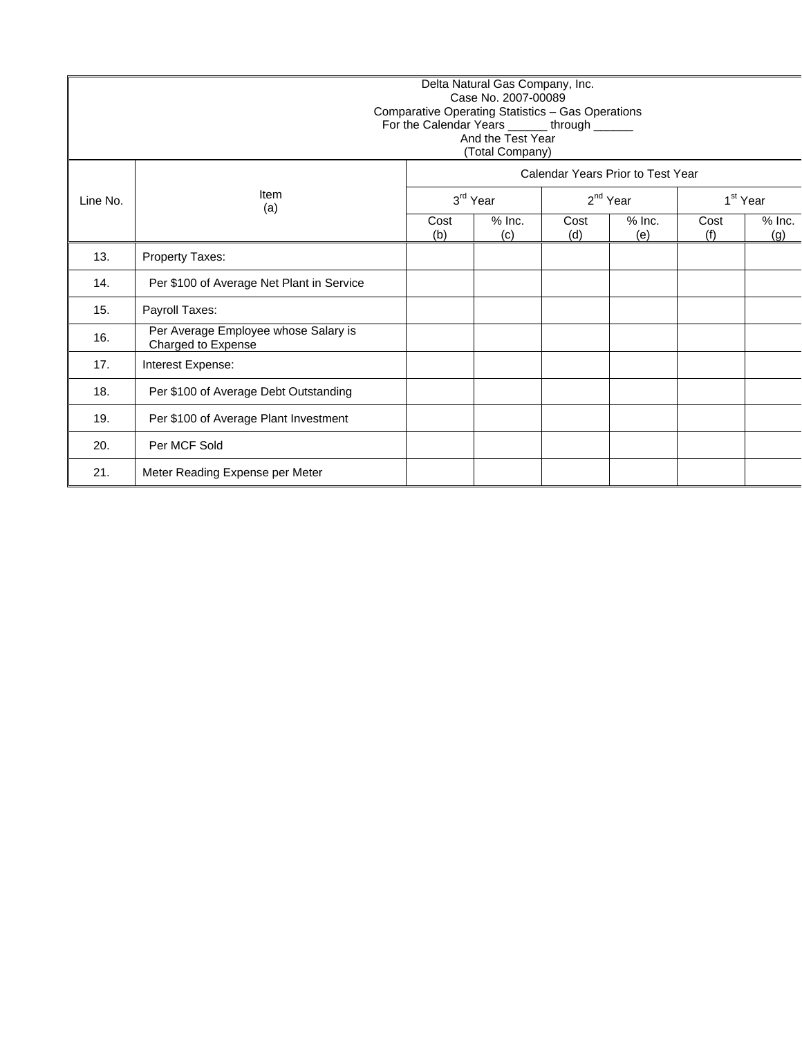Delta Natural Gas Company, Inc.
Case No. 2007-00089
Comparative Operating Statistics – Gas Operations
For the Calendar Years ______ through ______
And the Test Year
(Total Company)

| Line No. | Item (a) | Calendar Years Prior to Test Year | | | | | |
|---|---|---|---|---|---|---|---|
| | | 3rd Year | | 2nd Year | | 1st Year | |
| | | Cost (b) | % Inc. (c) | Cost (d) | % Inc. (e) | Cost (f) | % Inc. (g) |
| 13. | Property Taxes: | | | | | | |
| 14. | Per $100 of Average Net Plant in Service | | | | | | |
| 15. | Payroll Taxes: | | | | | | |
| 16. | Per Average Employee whose Salary is Charged to Expense | | | | | | |
| 17. | Interest Expense: | | | | | | |
| 18. | Per $100 of Average Debt Outstanding | | | | | | |
| 19. | Per $100 of Average Plant Investment | | | | | | |
| 20. | Per MCF Sold | | | | | | |
| 21. | Meter Reading Expense per Meter | | | | | | |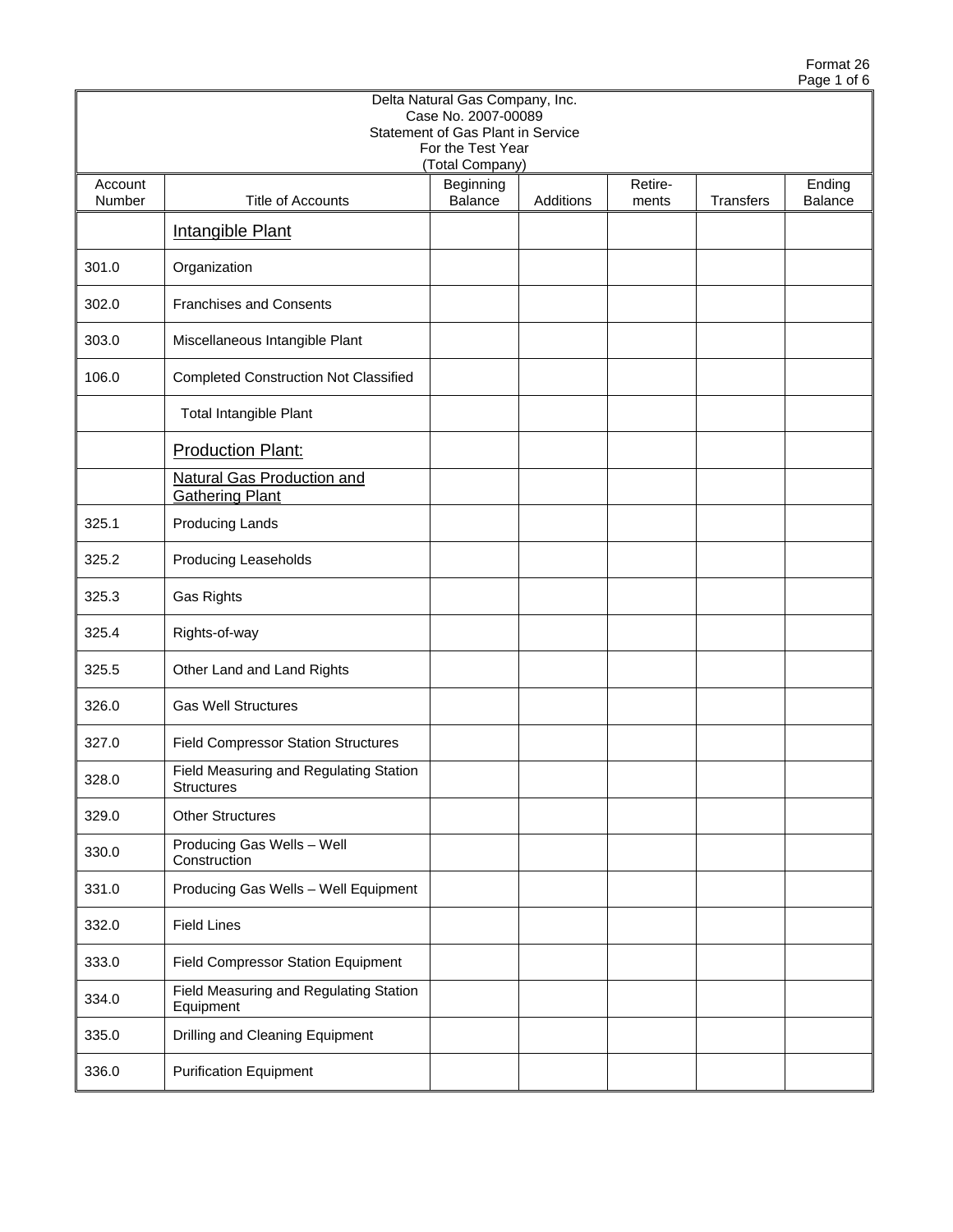Format 26

| Delta Natural Gas Company, Inc.<br>Case No. 2007-00089<br>Statement of Gas Plant in Service<br>For the Test Year<br>(Total Company) | | | | | | |
|---|---|---|---|---|---|---|
| Account Number | Title of Accounts | Beginning Balance | Additions | Retire-ments | Transfers | Ending Balance |
| | Intangible Plant | | | | | |
| 301.0 | Organization | | | | | |
| 302.0 | Franchises and Consents | | | | | |
| 303.0 | Miscellaneous Intangible Plant | | | | | |
| 106.0 | Completed Construction Not Classified | | | | | |
| | Total Intangible Plant | | | | | |
| | Production Plant: | | | | | |
| | Natural Gas Production and Gathering Plant | | | | | |
| 325.1 | Producing Lands | | | | | |
| 325.2 | Producing Leaseholds | | | | | |
| 325.3 | Gas Rights | | | | | |
| 325.4 | Rights-of-way | | | | | |
| 325.5 | Other Land and Land Rights | | | | | |
| 326.0 | Gas Well Structures | | | | | |
| 327.0 | Field Compressor Station Structures | | | | | |
| 328.0 | Field Measuring and Regulating Station Structures | | | | | |
| 329.0 | Other Structures | | | | | |
| 330.0 | Producing Gas Wells – Well Construction | | | | | |
| 331.0 | Producing Gas Wells – Well Equipment | | | | | |
| 332.0 | Field Lines | | | | | |
| 333.0 | Field Compressor Station Equipment | | | | | |
| 334.0 | Field Measuring and Regulating Station Equipment | | | | | |
| 335.0 | Drilling and Cleaning Equipment | | | | | |
| 336.0 | Purification Equipment | | | | | |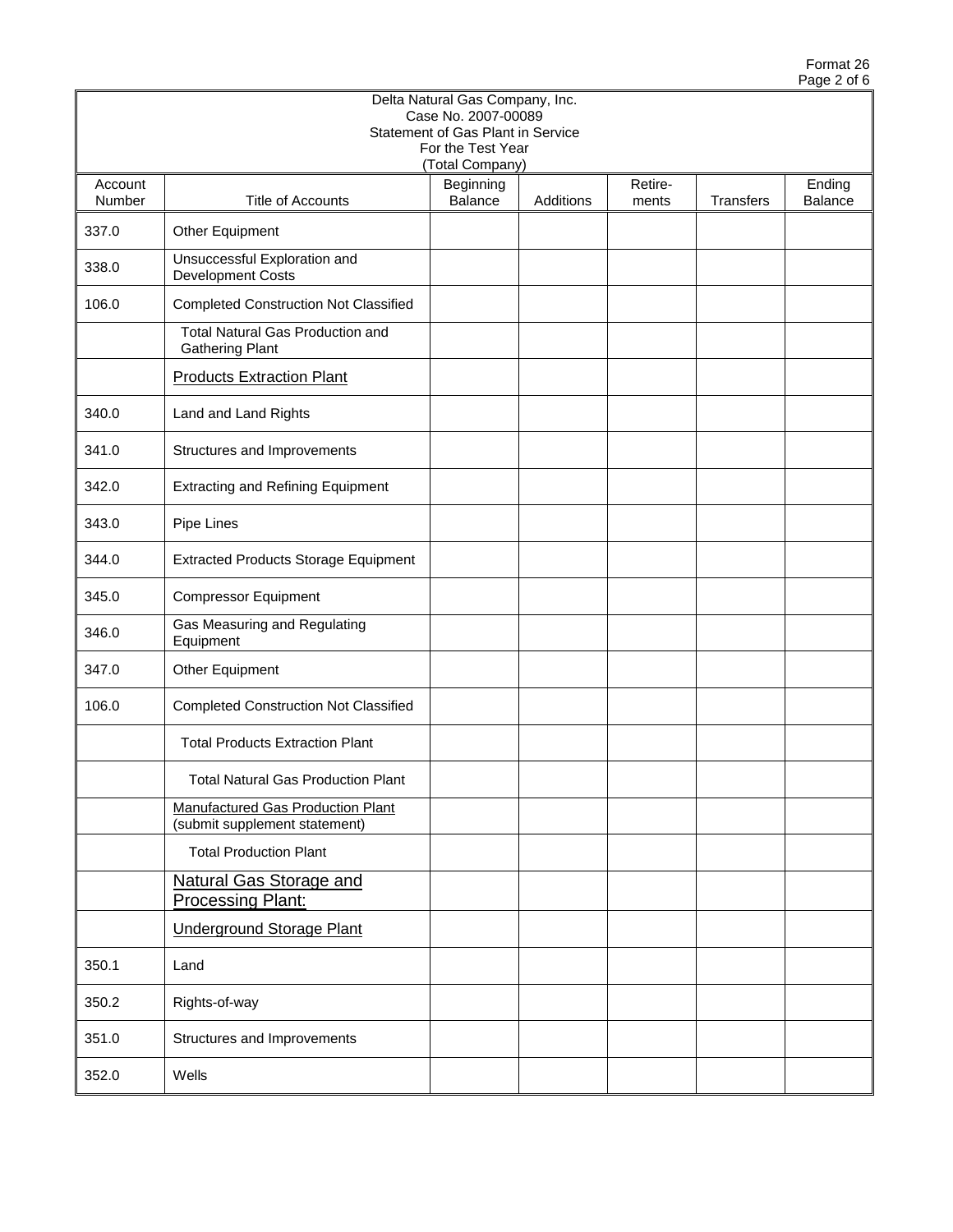Format 26

Delta Natural Gas Company, Inc.
Case No. 2007-00089
Statement of Gas Plant in Service
For the Test Year
(Total Company)

| Account Number | Title of Accounts | Beginning Balance | Additions | Retire-ments | Transfers | Ending Balance |
|---|---|---|---|---|---|---|
| 337.0 | Other Equipment | | | | | |
| 338.0 | Unsuccessful Exploration and Development Costs | | | | | |
| 106.0 | Completed Construction Not Classified | | | | | |
| | Total Natural Gas Production and Gathering Plant | | | | | |
| | Products Extraction Plant | | | | | |
| 340.0 | Land and Land Rights | | | | | |
| 341.0 | Structures and Improvements | | | | | |
| 342.0 | Extracting and Refining Equipment | | | | | |
| 343.0 | Pipe Lines | | | | | |
| 344.0 | Extracted Products Storage Equipment | | | | | |
| 345.0 | Compressor Equipment | | | | | |
| 346.0 | Gas Measuring and Regulating Equipment | | | | | |
| 347.0 | Other Equipment | | | | | |
| 106.0 | Completed Construction Not Classified | | | | | |
| | Total Products Extraction Plant | | | | | |
| | Total Natural Gas Production Plant | | | | | |
| | Manufactured Gas Production Plant (submit supplement statement) | | | | | |
| | Total Production Plant | | | | | |
| | Natural Gas Storage and Processing Plant: | | | | | |
| | Underground Storage Plant | | | | | |
| 350.1 | Land | | | | | |
| 350.2 | Rights-of-way | | | | | |
| 351.0 | Structures and Improvements | | | | | |
| 352.0 | Wells | | | | | |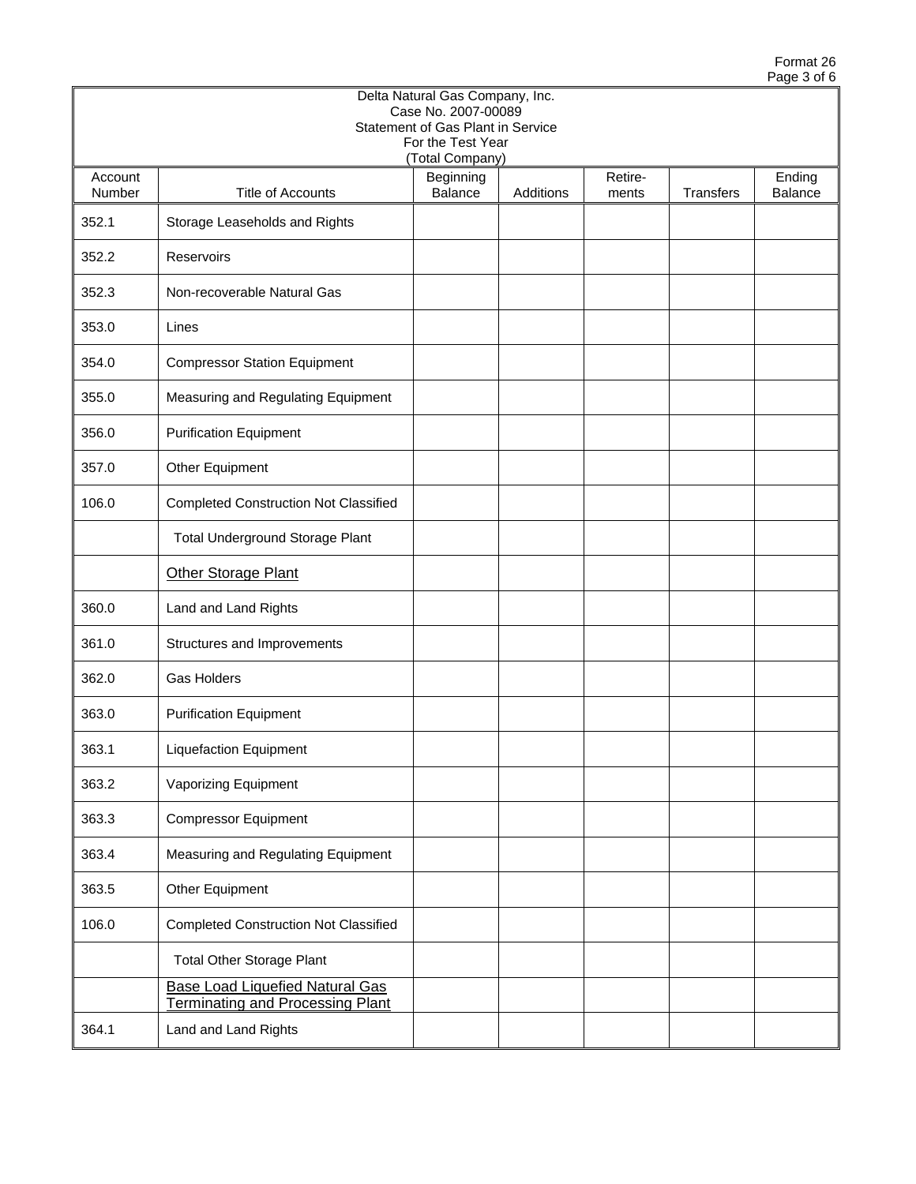Format 26

Delta Natural Gas Company, Inc.
Case No. 2007-00089
Statement of Gas Plant in Service
For the Test Year
(Total Company)

| Account Number | Title of Accounts | Beginning Balance | Additions | Retire-ments | Transfers | Ending Balance |
|---|---|---|---|---|---|---|
| 352.1 | Storage Leaseholds and Rights | | | | | |
| 352.2 | Reservoirs | | | | | |
| 352.3 | Non-recoverable Natural Gas | | | | | |
| 353.0 | Lines | | | | | |
| 354.0 | Compressor Station Equipment | | | | | |
| 355.0 | Measuring and Regulating Equipment | | | | | |
| 356.0 | Purification Equipment | | | | | |
| 357.0 | Other Equipment | | | | | |
| 106.0 | Completed Construction Not Classified | | | | | |
| | Total Underground Storage Plant | | | | | |
| | Other Storage Plant | | | | | |
| 360.0 | Land and Land Rights | | | | | |
| 361.0 | Structures and Improvements | | | | | |
| 362.0 | Gas Holders | | | | | |
| 363.0 | Purification Equipment | | | | | |
| 363.1 | Liquefaction Equipment | | | | | |
| 363.2 | Vaporizing Equipment | | | | | |
| 363.3 | Compressor Equipment | | | | | |
| 363.4 | Measuring and Regulating Equipment | | | | | |
| 363.5 | Other Equipment | | | | | |
| 106.0 | Completed Construction Not Classified | | | | | |
| | Total Other Storage Plant | | | | | |
| | Base Load Liquefied Natural Gas Terminating and Processing Plant | | | | | |
| 364.1 | Land and Land Rights | | | | | |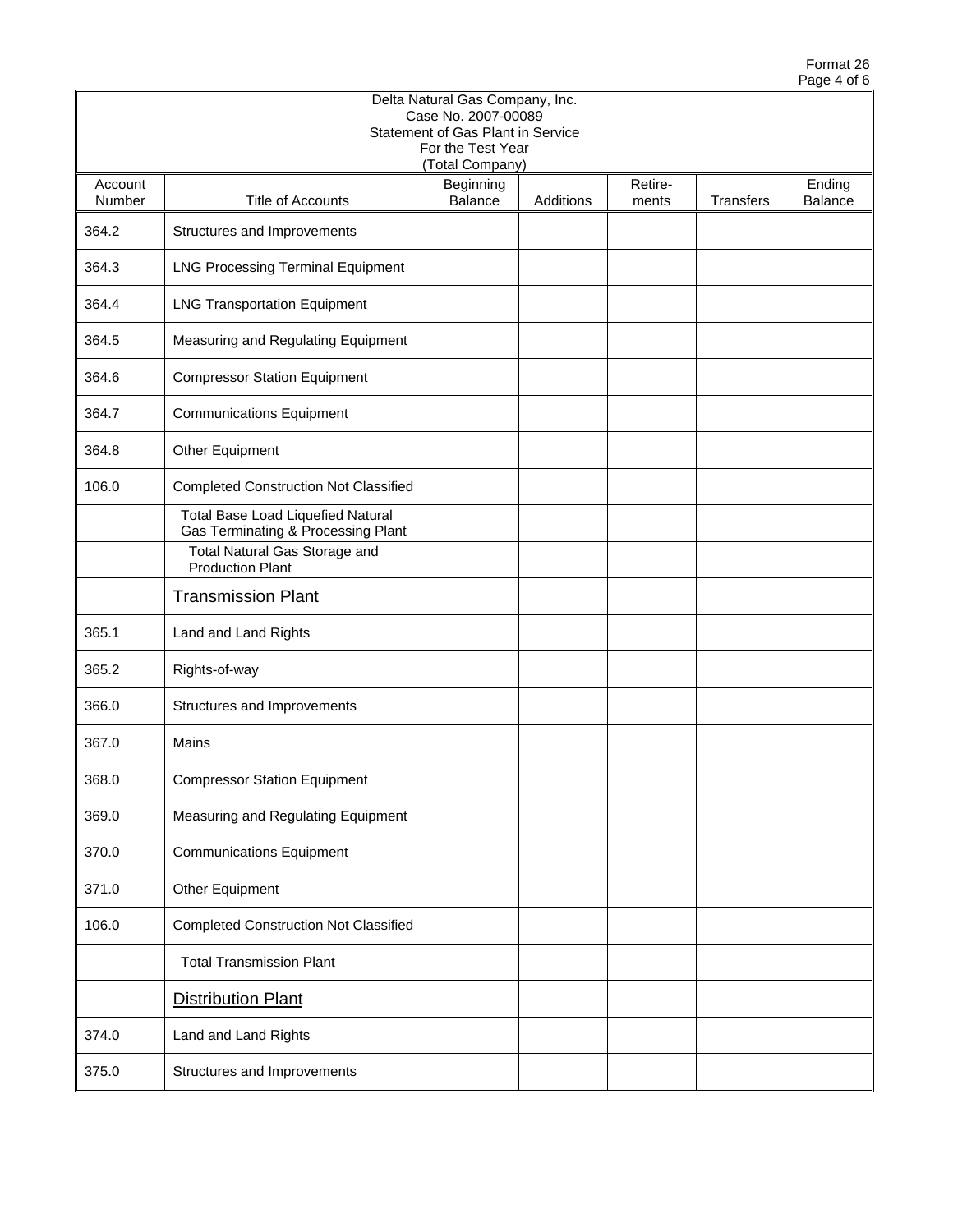Format 26

| Delta Natural Gas Company, Inc.<br>Case No. 2007-00089<br>Statement of Gas Plant in Service<br>For the Test Year<br>(Total Company) | | | | | | |
|---|---|---|---|---|---|---|
| Account Number | Title of Accounts | Beginning Balance | Additions | Retire-ments | Transfers | Ending Balance |
| 364.2 | Structures and Improvements | | | | | |
| 364.3 | LNG Processing Terminal Equipment | | | | | |
| 364.4 | LNG Transportation Equipment | | | | | |
| 364.5 | Measuring and Regulating Equipment | | | | | |
| 364.6 | Compressor Station Equipment | | | | | |
| 364.7 | Communications Equipment | | | | | |
| 364.8 | Other Equipment | | | | | |
| 106.0 | Completed Construction Not Classified | | | | | |
| | Total Base Load Liquefied Natural Gas Terminating & Processing Plant | | | | | |
| | Total Natural Gas Storage and Production Plant | | | | | |
| | Transmission Plant | | | | | |
| 365.1 | Land and Land Rights | | | | | |
| 365.2 | Rights-of-way | | | | | |
| 366.0 | Structures and Improvements | | | | | |
| 367.0 | Mains | | | | | |
| 368.0 | Compressor Station Equipment | | | | | |
| 369.0 | Measuring and Regulating Equipment | | | | | |
| 370.0 | Communications Equipment | | | | | |
| 371.0 | Other Equipment | | | | | |
| 106.0 | Completed Construction Not Classified | | | | | |
| | Total Transmission Plant | | | | | |
| | Distribution Plant | | | | | |
| 374.0 | Land and Land Rights | | | | | |
| 375.0 | Structures and Improvements | | | | | |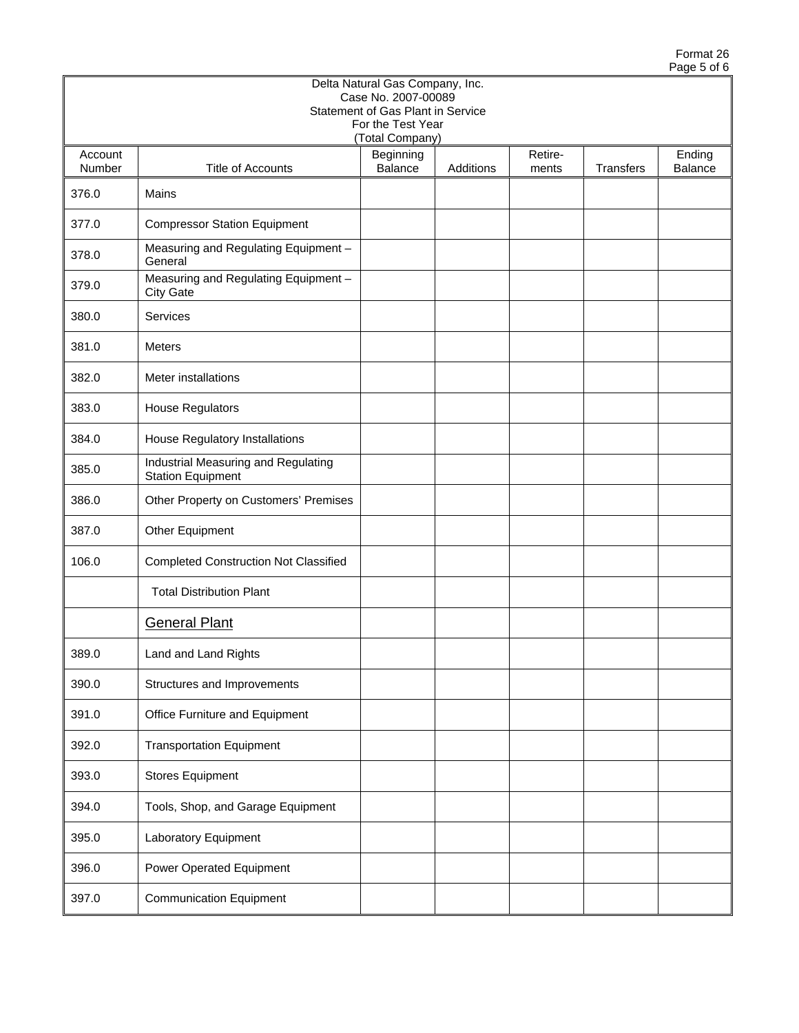Format 26

| Delta Natural Gas Company, Inc.<br>Case No. 2007-00089<br>Statement of Gas Plant in Service<br>For the Test Year<br>(Total Company) | | | | | | |
|---|---|---|---|---|---|---|
| Account Number | Title of Accounts | Beginning Balance | Additions | Retire-ments | Transfers | Ending Balance |
| 376.0 | Mains | | | | | |
| 377.0 | Compressor Station Equipment | | | | | |
| 378.0 | Measuring and Regulating Equipment – General | | | | | |
| 379.0 | Measuring and Regulating Equipment – City Gate | | | | | |
| 380.0 | Services | | | | | |
| 381.0 | Meters | | | | | |
| 382.0 | Meter installations | | | | | |
| 383.0 | House Regulators | | | | | |
| 384.0 | House Regulatory Installations | | | | | |
| 385.0 | Industrial Measuring and Regulating Station Equipment | | | | | |
| 386.0 | Other Property on Customers' Premises | | | | | |
| 387.0 | Other Equipment | | | | | |
| 106.0 | Completed Construction Not Classified | | | | | |
| | Total Distribution Plant | | | | | |
| | <u>General Plant</u> | | | | | |
| 389.0 | Land and Land Rights | | | | | |
| 390.0 | Structures and Improvements | | | | | |
| 391.0 | Office Furniture and Equipment | | | | | |
| 392.0 | Transportation Equipment | | | | | |
| 393.0 | Stores Equipment | | | | | |
| 394.0 | Tools, Shop, and Garage Equipment | | | | | |
| 395.0 | Laboratory Equipment | | | | | |
| 396.0 | Power Operated Equipment | | | | | |
| 397.0 | Communication Equipment | | | | | |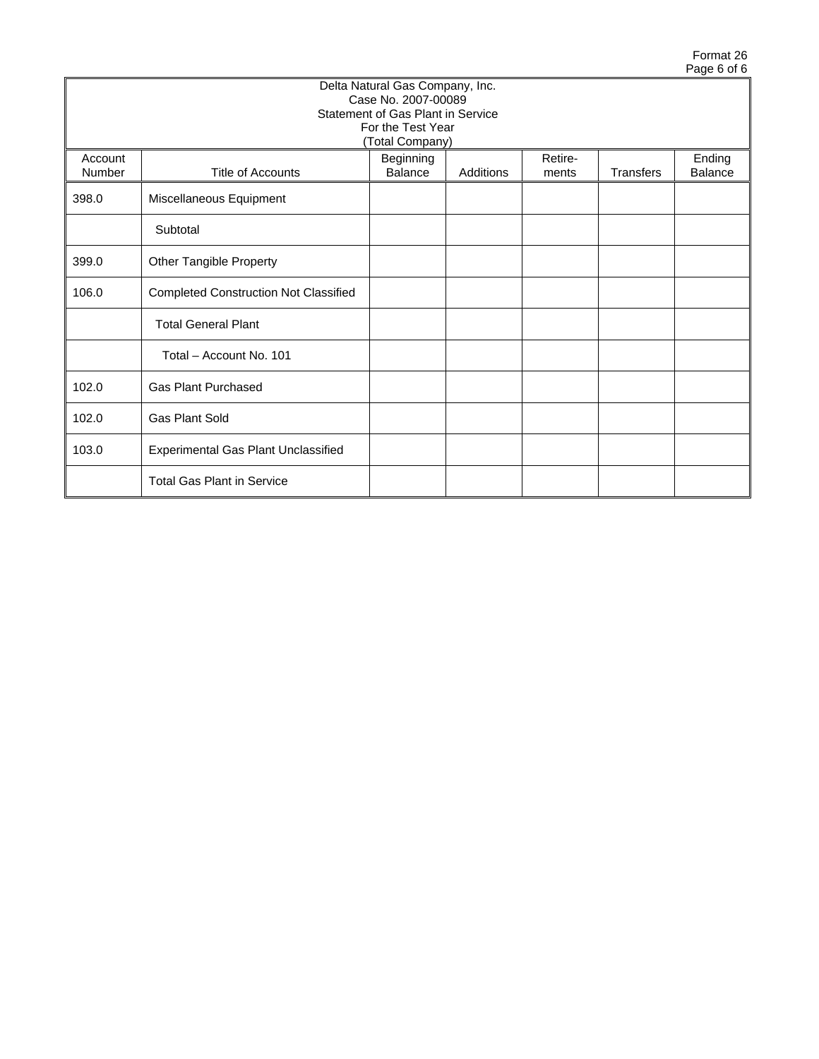Format 26

| Delta Natural Gas Company, Inc.<br>Case No. 2007-00089<br>Statement of Gas Plant in Service<br>For the Test Year<br>(Total Company) | | | | | | |
|---|---|---|---|---|---|---|
| Account Number | Title of Accounts | Beginning Balance | Additions | Retire-ments | Transfers | Ending Balance |
| 398.0 | Miscellaneous Equipment | | | | | |
| | Subtotal | | | | | |
| 399.0 | Other Tangible Property | | | | | |
| 106.0 | Completed Construction Not Classified | | | | | |
| | Total General Plant | | | | | |
| | Total – Account No. 101 | | | | | |
| 102.0 | Gas Plant Purchased | | | | | |
| 102.0 | Gas Plant Sold | | | | | |
| 103.0 | Experimental Gas Plant Unclassified | | | | | |
| | Total Gas Plant in Service | | | | | |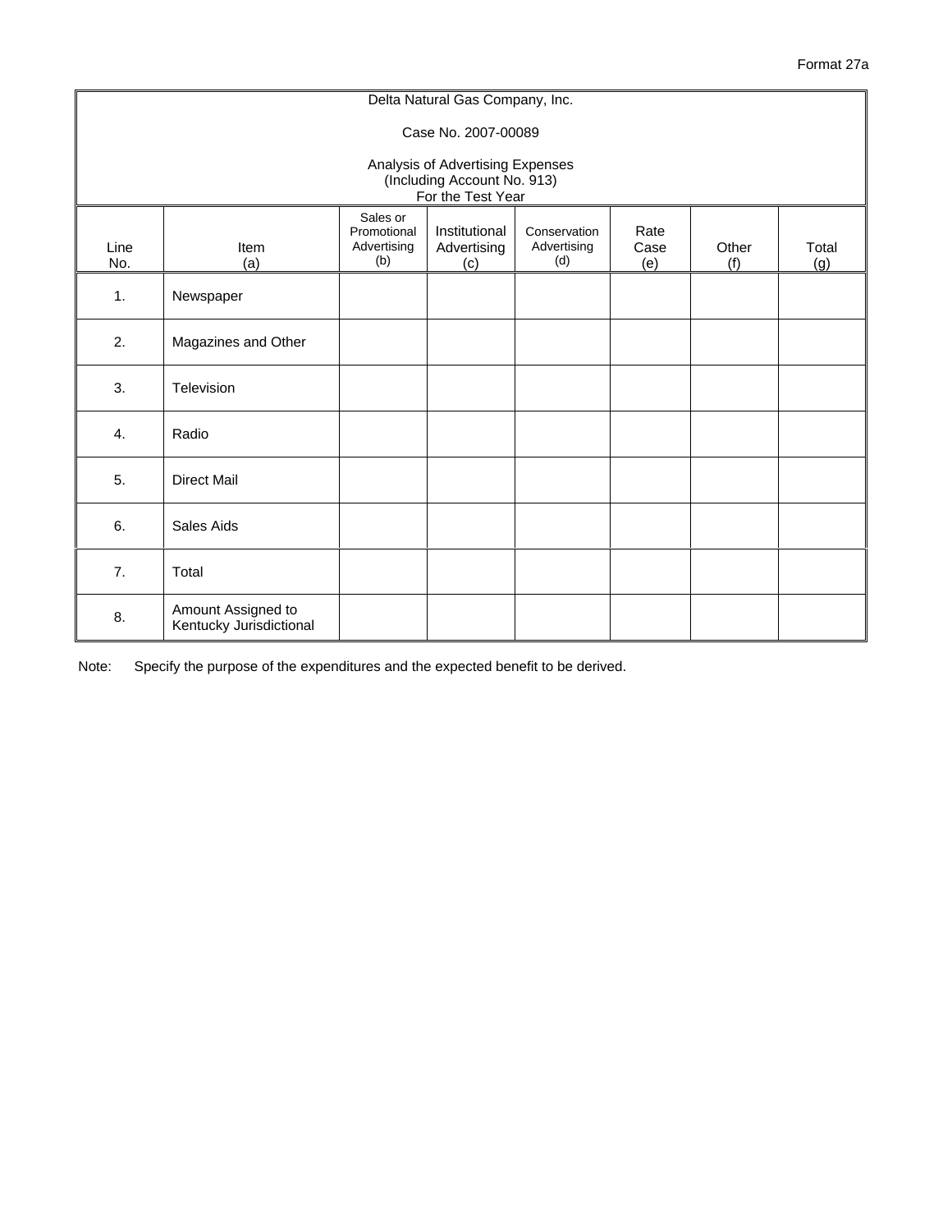Format 27a

Delta Natural Gas Company, Inc.

Case No. 2007-00089

Analysis of Advertising Expenses
(Including Account No. 913)
For the Test Year

| Line No. | Item (a) | Sales or Promotional Advertising (b) | Institutional Advertising (c) | Conservation Advertising (d) | Rate Case (e) | Other (f) | Total (g) |
|---|---|---|---|---|---|---|---|
| 1. | Newspaper | | | | | | |
| 2. | Magazines and Other | | | | | | |
| 3. | Television | | | | | | |
| 4. | Radio | | | | | | |
| 5. | Direct Mail | | | | | | |
| 6. | Sales Aids | | | | | | |
| 7. | Total | | | | | | |
| 8. | Amount Assigned to Kentucky Jurisdictional | | | | | | |

Note: Specify the purpose of the expenditures and the expected benefit to be derived.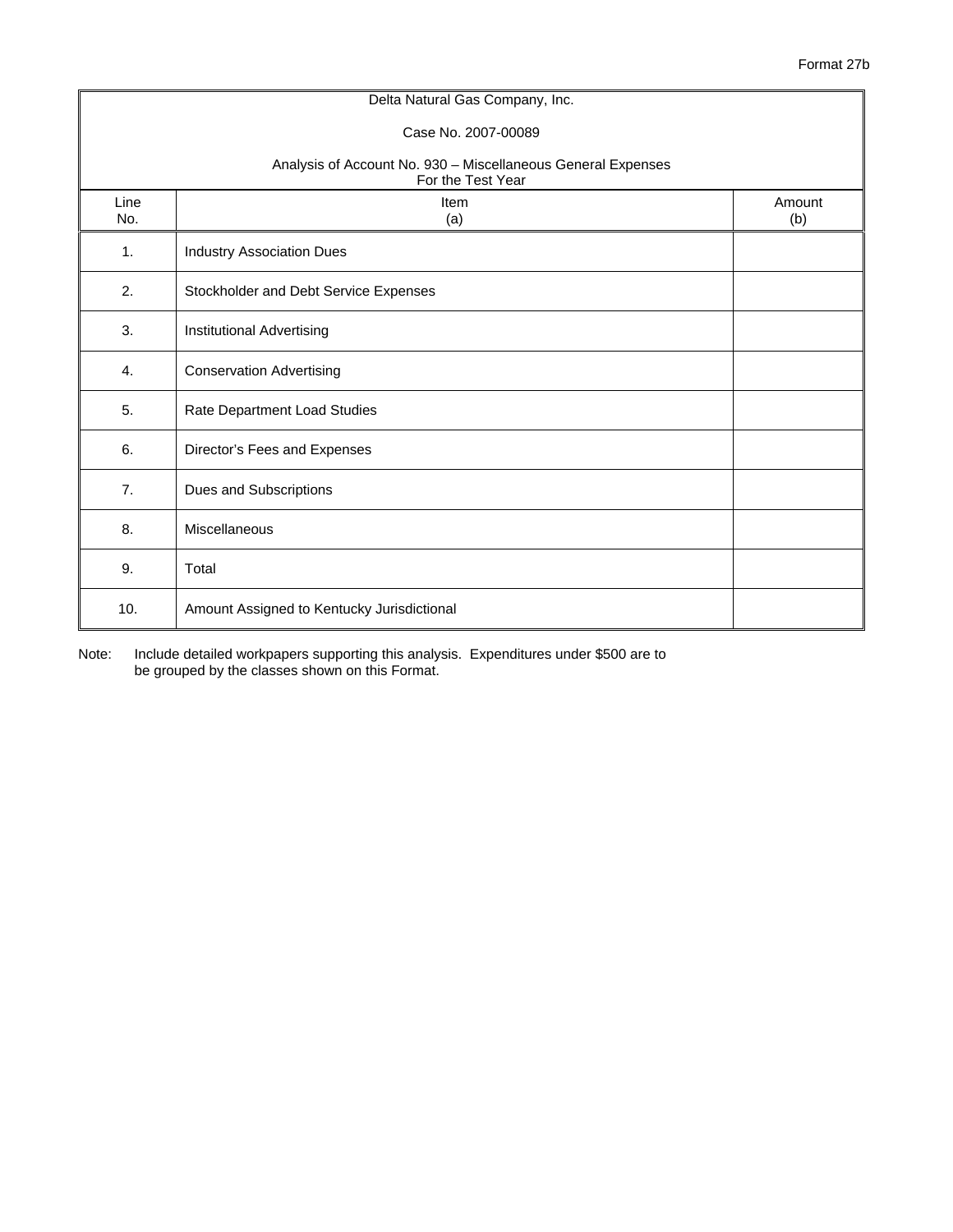Format 27b

Delta Natural Gas Company, Inc.

Case No. 2007-00089

Analysis of Account No. 930 – Miscellaneous General Expenses
For the Test Year

| Line No. | Item (a) | Amount (b) |
|---|---|---|
| 1. | Industry Association Dues | |
| 2. | Stockholder and Debt Service Expenses | |
| 3. | Institutional Advertising | |
| 4. | Conservation Advertising | |
| 5. | Rate Department Load Studies | |
| 6. | Director's Fees and Expenses | |
| 7. | Dues and Subscriptions | |
| 8. | Miscellaneous | |
| 9. | Total | |
| 10. | Amount Assigned to Kentucky Jurisdictional | |

Note: Include detailed workpapers supporting this analysis. Expenditures under $500 are to be grouped by the classes shown on this Format.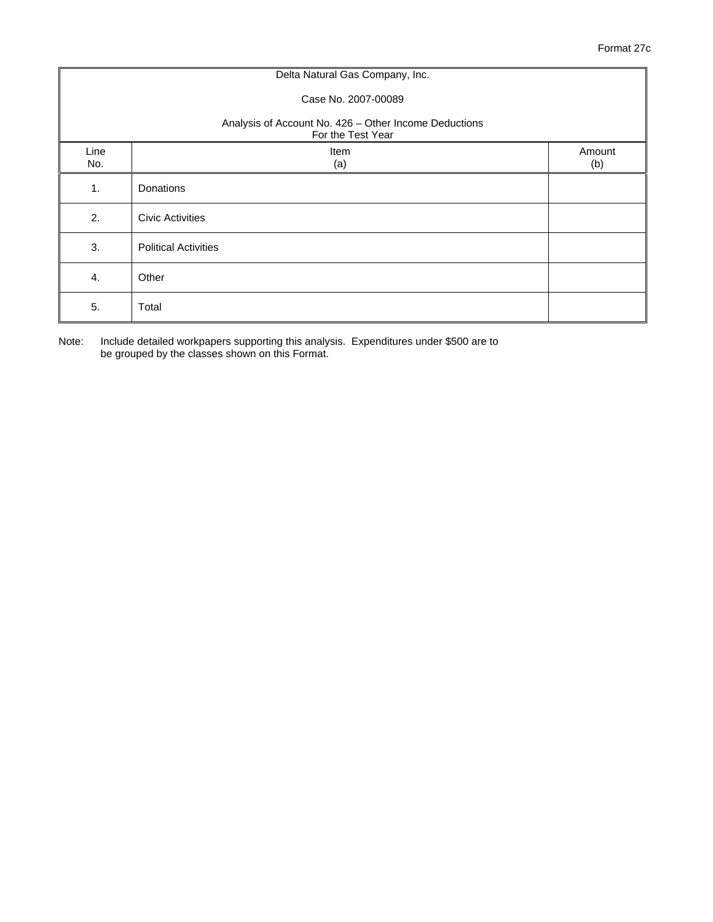Format 27c

Delta Natural Gas Company, Inc.

Case No. 2007-00089

Analysis of Account No. 426 – Other Income Deductions
For the Test Year

| Line No. | Item (a) | Amount (b) |
|---|---|---|
| 1. | Donations | |
| 2. | Civic Activities | |
| 3. | Political Activities | |
| 4. | Other | |
| 5. | Total | |

Note: Include detailed workpapers supporting this analysis. Expenditures under $500 are to be grouped by the classes shown on this Format.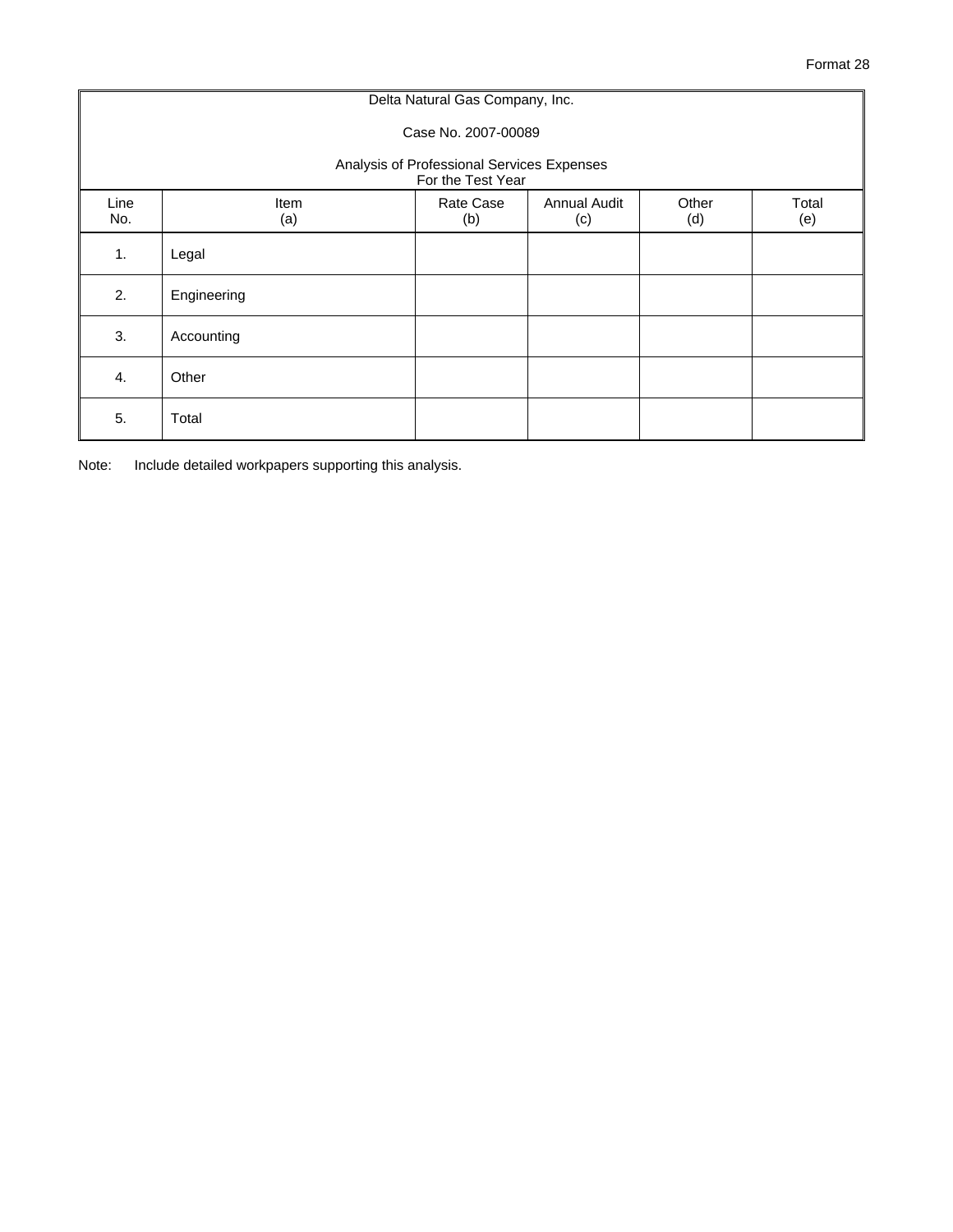Format 28

Delta Natural Gas Company, Inc.

Case No. 2007-00089

Analysis of Professional Services Expenses
For the Test Year

| Line No. | Item (a) | Rate Case (b) | Annual Audit (c) | Other (d) | Total (e) |
|---|---|---|---|---|---|
| 1. | Legal | | | | |
| 2. | Engineering | | | | |
| 3. | Accounting | | | | |
| 4. | Other | | | | |
| 5. | Total | | | | |

Note: Include detailed workpapers supporting this analysis.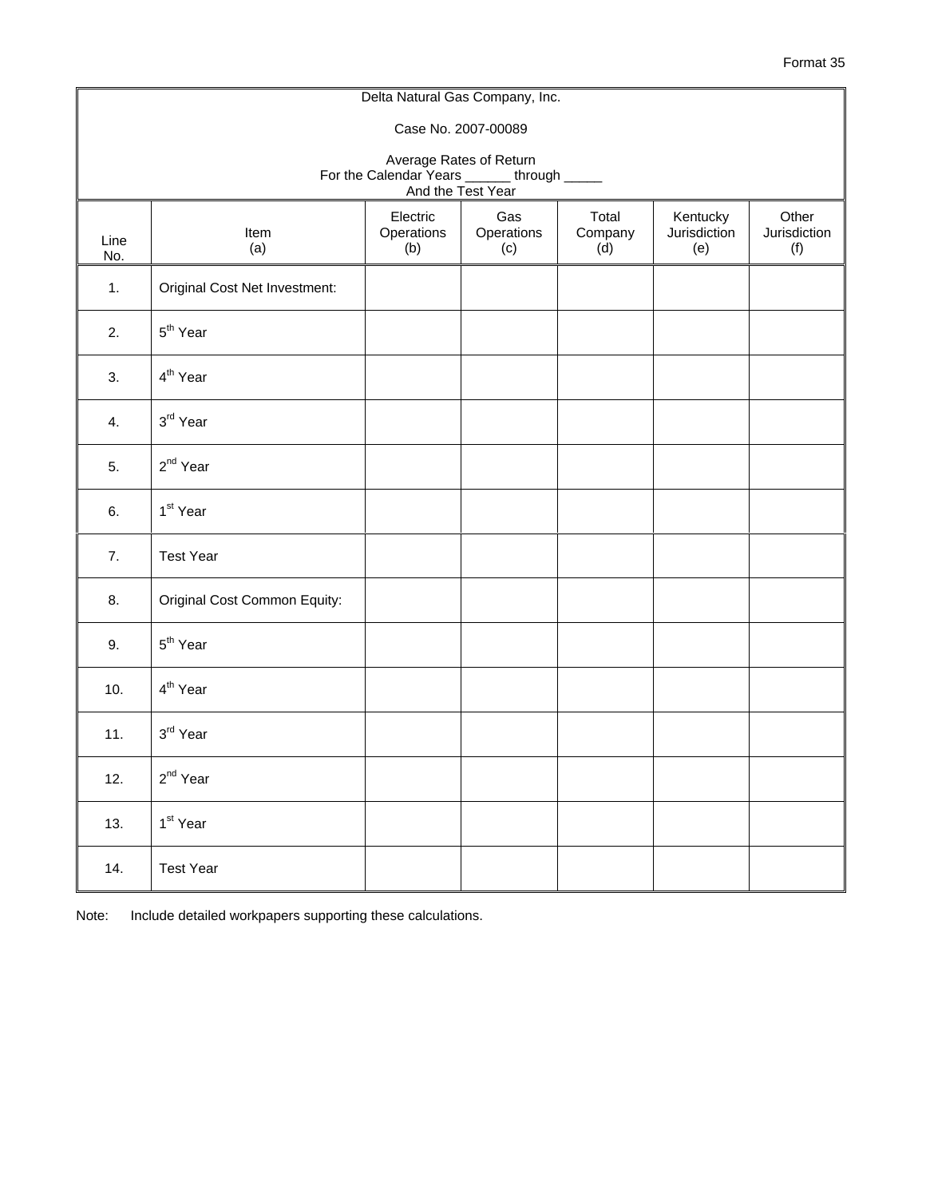Format 35

| Delta Natural Gas Company, Inc.<br><br>Case No. 2007-00089<br><br>Average Rates of Return<br>For the Calendar Years ______ through _____<br>And the Test Year | | | | | | |
|---|---|---|---|---|---|---|
| Line No. | Item (a) | Electric Operations (b) | Gas Operations (c) | Total Company (d) | Kentucky Jurisdiction (e) | Other Jurisdiction (f) |
| 1. | Original Cost Net Investment: | | | | | |
| 2. | 5th Year | | | | | |
| 3. | 4th Year | | | | | |
| 4. | 3rd Year | | | | | |
| 5. | 2nd Year | | | | | |
| 6. | 1st Year | | | | | |
| 7. | Test Year | | | | | |
| 8. | Original Cost Common Equity: | | | | | |
| 9. | 5th Year | | | | | |
| 10. | 4th Year | | | | | |
| 11. | 3rd Year | | | | | |
| 12. | 2nd Year | | | | | |
| 13. | 1st Year | | | | | |
| 14. | Test Year | | | | | |

Note: Include detailed workpapers supporting these calculations.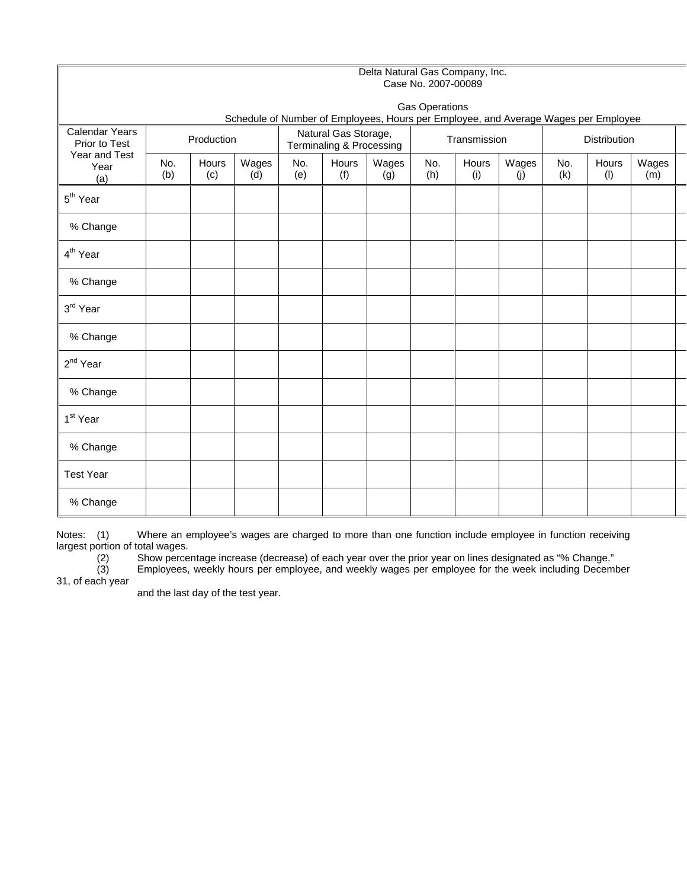Delta Natural Gas Company, Inc.
Case No. 2007-00089

Gas Operations
Schedule of Number of Employees, Hours per Employee, and Average Wages per Employee

| Calendar Years Prior to Test Year and Test Year (a) | Production | | | Natural Gas Storage, Terminaling & Processing | | | Transmission | | | Distribution | | |
|---|---|---|---|---|---|---|---|---|---|---|---|---|
| | No. (b) | Hours (c) | Wages (d) | No. (e) | Hours (f) | Wages (g) | No. (h) | Hours (i) | Wages (j) | No. (k) | Hours (l) | Wages (m) |
| 5th Year | | | | | | | | | | | | |
| % Change | | | | | | | | | | | | |
| 4th Year | | | | | | | | | | | | |
| % Change | | | | | | | | | | | | |
| 3rd Year | | | | | | | | | | | | |
| % Change | | | | | | | | | | | | |
| 2nd Year | | | | | | | | | | | | |
| % Change | | | | | | | | | | | | |
| 1st Year | | | | | | | | | | | | |
| % Change | | | | | | | | | | | | |
| Test Year | | | | | | | | | | | | |
| % Change | | | | | | | | | | | | |

Notes: (1) Where an employee's wages are charged to more than one function include employee in function receiving largest portion of total wages.

(2) Show percentage increase (decrease) of each year over the prior year on lines designated as "% Change."

(3) Employees, weekly hours per employee, and weekly wages per employee for the week including December 31, of each year and the last day of the test year.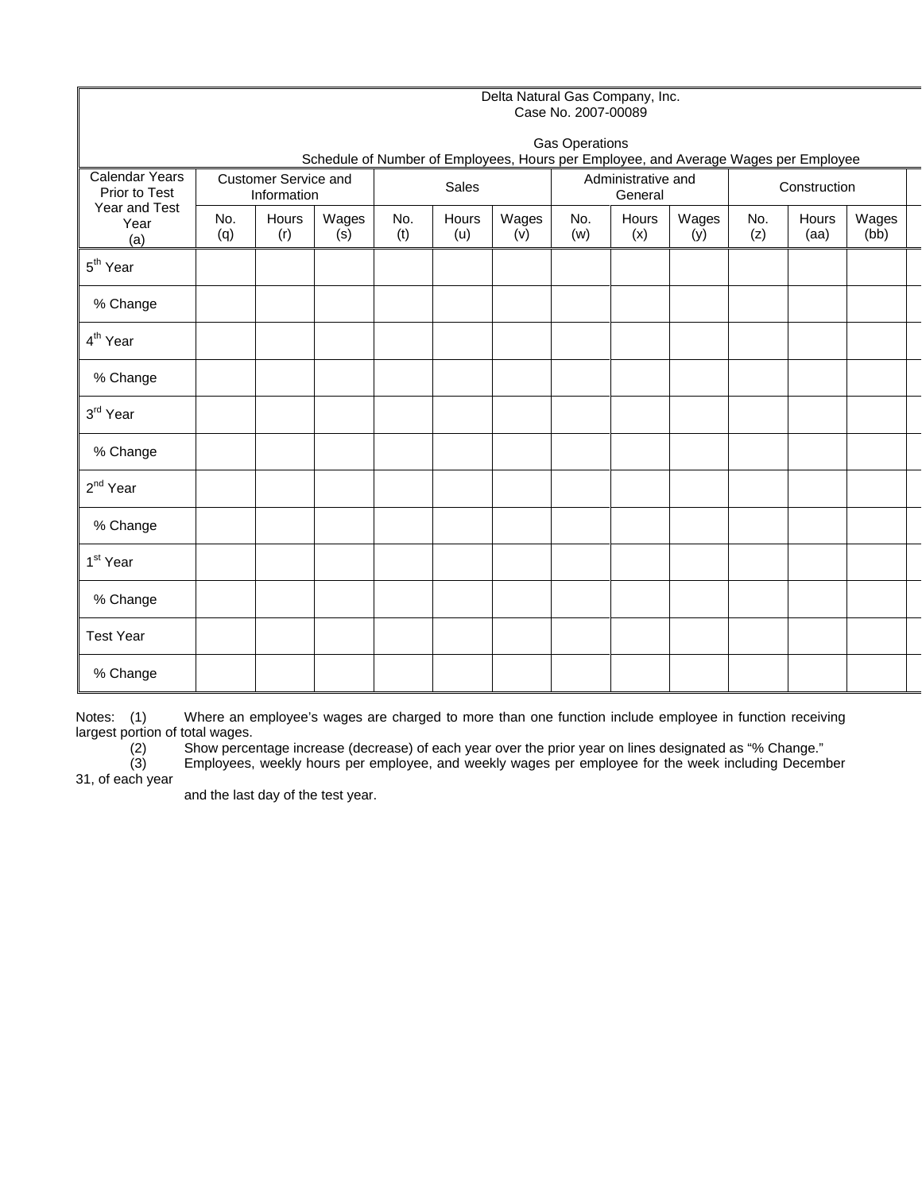Delta Natural Gas Company, Inc.
Case No. 2007-00089

Gas Operations

Schedule of Number of Employees, Hours per Employee, and Average Wages per Employee

| Calendar Years Prior to Test Year and Test Year (a) | Customer Service and Information | | | Sales | | | Administrative and General | | | Construction | | |
|---|---|---|---|---|---|---|---|---|---|---|---|---|
| | No. (q) | Hours (r) | Wages (s) | No. (t) | Hours (u) | Wages (v) | No. (w) | Hours (x) | Wages (y) | No. (z) | Hours (aa) | Wages (bb) |
| 5th Year | | | | | | | | | | | | |
| % Change | | | | | | | | | | | | |
| 4th Year | | | | | | | | | | | | |
| % Change | | | | | | | | | | | | |
| 3rd Year | | | | | | | | | | | | |
| % Change | | | | | | | | | | | | |
| 2nd Year | | | | | | | | | | | | |
| % Change | | | | | | | | | | | | |
| 1st Year | | | | | | | | | | | | |
| % Change | | | | | | | | | | | | |
| Test Year | | | | | | | | | | | | |
| % Change | | | | | | | | | | | | |

Notes: (1) Where an employee's wages are charged to more than one function include employee in function receiving largest portion of total wages.

(2) Show percentage increase (decrease) of each year over the prior year on lines designated as "% Change."

(3) Employees, weekly hours per employee, and weekly wages per employee for the week including December 31, of each year and the last day of the test year.